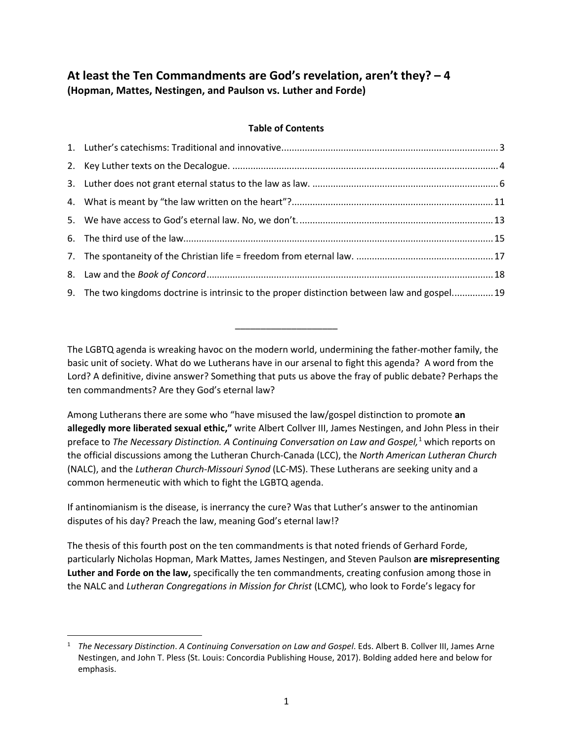## At least the Ten Commandments are God's revelation, aren't they? – 4
**(Hopman, Mattes, Nestingen, and Paulson vs. Luther and Forde)**

**Table of Contents**

1. Luther's catechisms: Traditional and innovative....................................................................................3
2. Key Luther texts on the Decalogue. .......................................................................................................4
3. Luther does not grant eternal status to the law as law. ........................................................................6
4. What is meant by "the law written on the heart"?...............................................................................11
5. We have access to God's eternal law. No, we don't. ...........................................................................13
6. The third use of the law.........................................................................................................................15
7. The spontaneity of the Christian life = freedom from eternal law. .....................................................17
8. Law and the *Book of Concord*.................................................................................................................18
9. The two kingdoms doctrine is intrinsic to the proper distinction between law and gospel................19

---

The LGBTQ agenda is wreaking havoc on the modern world, undermining the father-mother family, the basic unit of society. What do we Lutherans have in our arsenal to fight this agenda? A word from the Lord? A definitive, divine answer? Something that puts us above the fray of public debate? Perhaps the ten commandments? Are they God's eternal law?

Among Lutherans there are some who "have misused the law/gospel distinction to promote **an allegedly more liberated sexual ethic,"** write Albert Collver III, James Nestingen, and John Pless in their preface to *The Necessary Distinction. A Continuing Conversation on Law and Gospel,*[1] which reports on the official discussions among the Lutheran Church-Canada (LCC), the *North American Lutheran Church* (NALC), and the *Lutheran Church-Missouri Synod* (LC-MS). These Lutherans are seeking unity and a common hermeneutic with which to fight the LGBTQ agenda.

If antinomianism is the disease, is inerrancy the cure? Was that Luther's answer to the antinomian disputes of his day? Preach the law, meaning God's eternal law!?

The thesis of this fourth post on the ten commandments is that noted friends of Gerhard Forde, particularly Nicholas Hopman, Mark Mattes, James Nestingen, and Steven Paulson **are misrepresenting Luther and Forde on the law,** specifically the ten commandments, creating confusion among those in the NALC and *Lutheran Congregations in Mission for Christ* (LCMC), who look to Forde's legacy for

---

[1] *The Necessary Distinction. A Continuing Conversation on Law and Gospel*. Eds. Albert B. Collver III, James Arne Nestingen, and John T. Pless (St. Louis: Concordia Publishing House, 2017). Bolding added here and below for emphasis.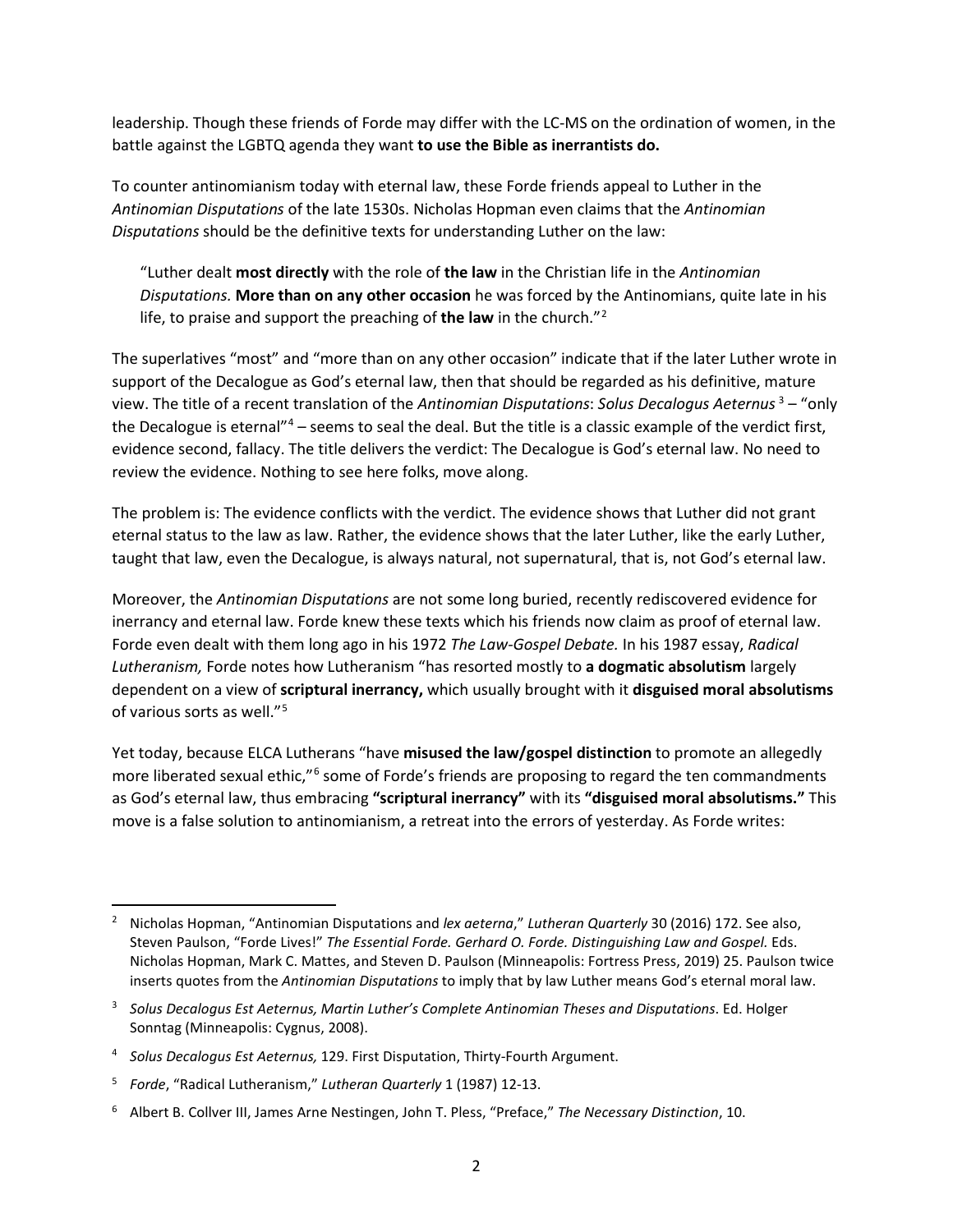leadership. Though these friends of Forde may differ with the LC-MS on the ordination of women, in the battle against the LGBTQ agenda they want **to use the Bible as inerrantists do.**

To counter antinomianism today with eternal law, these Forde friends appeal to Luther in the *Antinomian Disputations* of the late 1530s. Nicholas Hopman even claims that the *Antinomian Disputations* should be the definitive texts for understanding Luther on the law:

> "Luther dealt **most directly** with the role of **the law** in the Christian life in the *Antinomian Disputations.* **More than on any other occasion** he was forced by the Antinomians, quite late in his life, to praise and support the preaching of **the law** in the church."[2]

The superlatives "most" and "more than on any other occasion" indicate that if the later Luther wrote in support of the Decalogue as God's eternal law, then that should be regarded as his definitive, mature view. The title of a recent translation of the *Antinomian Disputations*: *Solus Decalogus Aeternus* [3] – "only the Decalogue is eternal"[4] – seems to seal the deal. But the title is a classic example of the verdict first, evidence second, fallacy. The title delivers the verdict: The Decalogue is God's eternal law. No need to review the evidence. Nothing to see here folks, move along.

The problem is: The evidence conflicts with the verdict. The evidence shows that Luther did not grant eternal status to the law as law. Rather, the evidence shows that the later Luther, like the early Luther, taught that law, even the Decalogue, is always natural, not supernatural, that is, not God's eternal law.

Moreover, the *Antinomian Disputations* are not some long buried, recently rediscovered evidence for inerrancy and eternal law. Forde knew these texts which his friends now claim as proof of eternal law. Forde even dealt with them long ago in his 1972 *The Law-Gospel Debate.* In his 1987 essay, *Radical Lutheranism,* Forde notes how Lutheranism "has resorted mostly to **a dogmatic absolutism** largely dependent on a view of **scriptural inerrancy,** which usually brought with it **disguised moral absolutisms** of various sorts as well."[5]

Yet today, because ELCA Lutherans "have **misused the law/gospel distinction** to promote an allegedly more liberated sexual ethic,"[6] some of Forde's friends are proposing to regard the ten commandments as God's eternal law, thus embracing **"scriptural inerrancy"** with its **"disguised moral absolutisms."** This move is a false solution to antinomianism, a retreat into the errors of yesterday. As Forde writes:

---

[2] Nicholas Hopman, "Antinomian Disputations and *lex aeterna*," *Lutheran Quarterly* 30 (2016) 172. See also, Steven Paulson, "Forde Lives!" *The Essential Forde. Gerhard O. Forde. Distinguishing Law and Gospel.* Eds. Nicholas Hopman, Mark C. Mattes, and Steven D. Paulson (Minneapolis: Fortress Press, 2019) 25. Paulson twice inserts quotes from the *Antinomian Disputations* to imply that by law Luther means God's eternal moral law.

[3] *Solus Decalogus Est Aeternus, Martin Luther's Complete Antinomian Theses and Disputations*. Ed. Holger Sonntag (Minneapolis: Cygnus, 2008).

[4] *Solus Decalogus Est Aeternus,* 129. First Disputation, Thirty-Fourth Argument.

[5] *Forde*, "Radical Lutheranism," *Lutheran Quarterly* 1 (1987) 12-13.

[6] Albert B. Collver III, James Arne Nestingen, John T. Pless, "Preface," *The Necessary Distinction*, 10.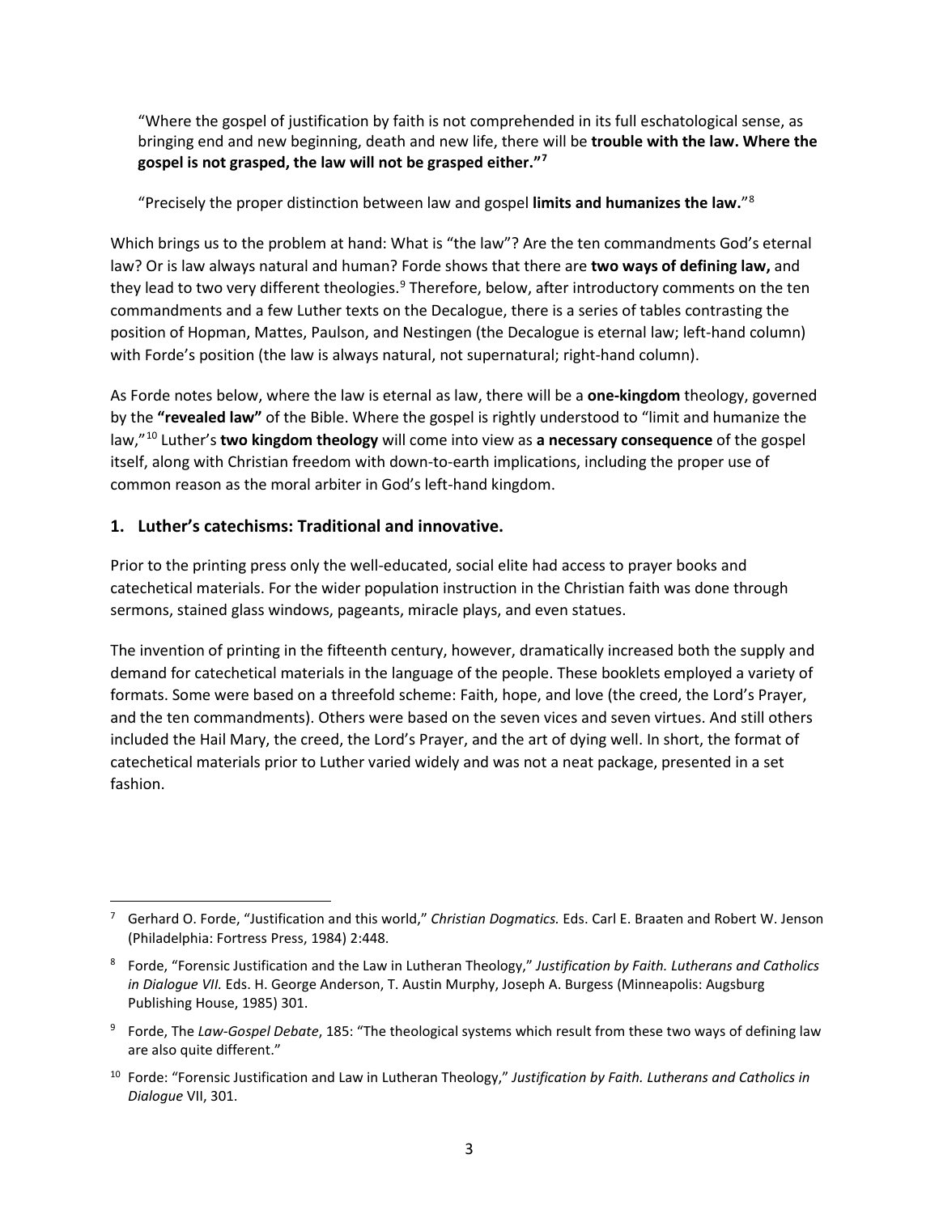> "Where the gospel of justification by faith is not comprehended in its full eschatological sense, as bringing end and new beginning, death and new life, there will be **trouble with the law. Where the gospel is not grasped, the law will not be grasped either."**[7]

> "Precisely the proper distinction between law and gospel **limits and humanizes the law.**"[8]

Which brings us to the problem at hand: What is "the law"? Are the ten commandments God's eternal law? Or is law always natural and human? Forde shows that there are **two ways of defining law,** and they lead to two very different theologies.[9] Therefore, below, after introductory comments on the ten commandments and a few Luther texts on the Decalogue, there is a series of tables contrasting the position of Hopman, Mattes, Paulson, and Nestingen (the Decalogue is eternal law; left-hand column) with Forde's position (the law is always natural, not supernatural; right-hand column).

As Forde notes below, where the law is eternal as law, there will be a **one-kingdom** theology, governed by the **"revealed law"** of the Bible. Where the gospel is rightly understood to "limit and humanize the law,"[10] Luther's **two kingdom theology** will come into view as **a necessary consequence** of the gospel itself, along with Christian freedom with down-to-earth implications, including the proper use of common reason as the moral arbiter in God's left-hand kingdom.

## 1. Luther's catechisms: Traditional and innovative.

Prior to the printing press only the well-educated, social elite had access to prayer books and catechetical materials. For the wider population instruction in the Christian faith was done through sermons, stained glass windows, pageants, miracle plays, and even statues.

The invention of printing in the fifteenth century, however, dramatically increased both the supply and demand for catechetical materials in the language of the people. These booklets employed a variety of formats. Some were based on a threefold scheme: Faith, hope, and love (the creed, the Lord's Prayer, and the ten commandments). Others were based on the seven vices and seven virtues. And still others included the Hail Mary, the creed, the Lord's Prayer, and the art of dying well. In short, the format of catechetical materials prior to Luther varied widely and was not a neat package, presented in a set fashion.

---

[7] Gerhard O. Forde, "Justification and this world," *Christian Dogmatics.* Eds. Carl E. Braaten and Robert W. Jenson (Philadelphia: Fortress Press, 1984) 2:448.

[8] Forde, "Forensic Justification and the Law in Lutheran Theology," *Justification by Faith. Lutherans and Catholics in Dialogue VII.* Eds. H. George Anderson, T. Austin Murphy, Joseph A. Burgess (Minneapolis: Augsburg Publishing House, 1985) 301.

[9] Forde, The *Law-Gospel Debate*, 185: "The theological systems which result from these two ways of defining law are also quite different."

[10] Forde: "Forensic Justification and Law in Lutheran Theology," *Justification by Faith. Lutherans and Catholics in Dialogue* VII, 301.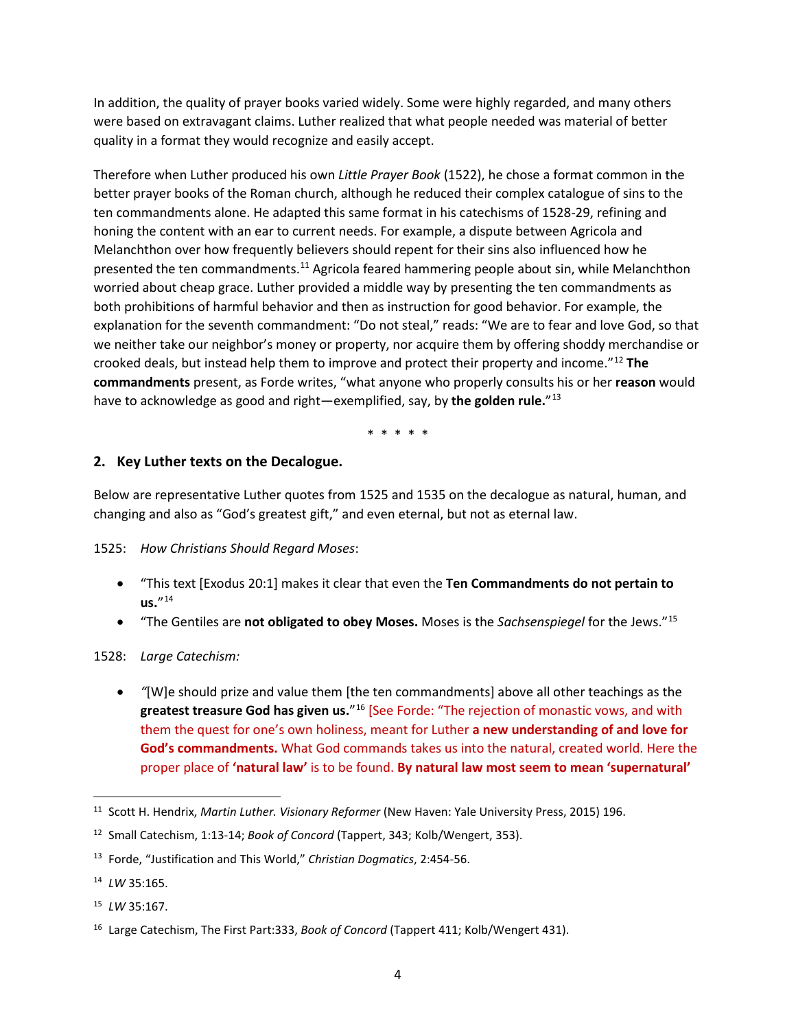In addition, the quality of prayer books varied widely. Some were highly regarded, and many others were based on extravagant claims. Luther realized that what people needed was material of better quality in a format they would recognize and easily accept.

Therefore when Luther produced his own *Little Prayer Book* (1522), he chose a format common in the better prayer books of the Roman church, although he reduced their complex catalogue of sins to the ten commandments alone. He adapted this same format in his catechisms of 1528-29, refining and honing the content with an ear to current needs. For example, a dispute between Agricola and Melanchthon over how frequently believers should repent for their sins also influenced how he presented the ten commandments.[11] Agricola feared hammering people about sin, while Melanchthon worried about cheap grace. Luther provided a middle way by presenting the ten commandments as both prohibitions of harmful behavior and then as instruction for good behavior. For example, the explanation for the seventh commandment: "Do not steal," reads: "We are to fear and love God, so that we neither take our neighbor's money or property, nor acquire them by offering shoddy merchandise or crooked deals, but instead help them to improve and protect their property and income."[12] **The commandments** present, as Forde writes, "what anyone who properly consults his or her **reason** would have to acknowledge as good and right—exemplified, say, by **the golden rule.**"[13]

\* \* \* \* \*

## 2. Key Luther texts on the Decalogue.

Below are representative Luther quotes from 1525 and 1535 on the decalogue as natural, human, and changing and also as "God's greatest gift," and even eternal, but not as eternal law.

1525: *How Christians Should Regard Moses*:

- "This text [Exodus 20:1] makes it clear that even the **Ten Commandments do not pertain to us.**"[14]
- "The Gentiles are **not obligated to obey Moses.** Moses is the *Sachsenspiegel* for the Jews."[15]

1528: *Large Catechism:*

- *"*[W]e should prize and value them [the ten commandments] above all other teachings as the **greatest treasure God has given us.**"[16] [See Forde: "The rejection of monastic vows, and with them the quest for one's own holiness, meant for Luther **a new understanding of and love for God's commandments.** What God commands takes us into the natural, created world. Here the proper place of **'natural law'** is to be found. **By natural law most seem to mean 'supernatural'**

---

[11] Scott H. Hendrix, *Martin Luther. Visionary Reformer* (New Haven: Yale University Press, 2015) 196.

[12] Small Catechism, 1:13-14; *Book of Concord* (Tappert, 343; Kolb/Wengert, 353).

[13] Forde, "Justification and This World," *Christian Dogmatics*, 2:454-56.

[14] *LW* 35:165.

[15] *LW* 35:167.

[16] Large Catechism, The First Part:333, *Book of Concord* (Tappert 411; Kolb/Wengert 431).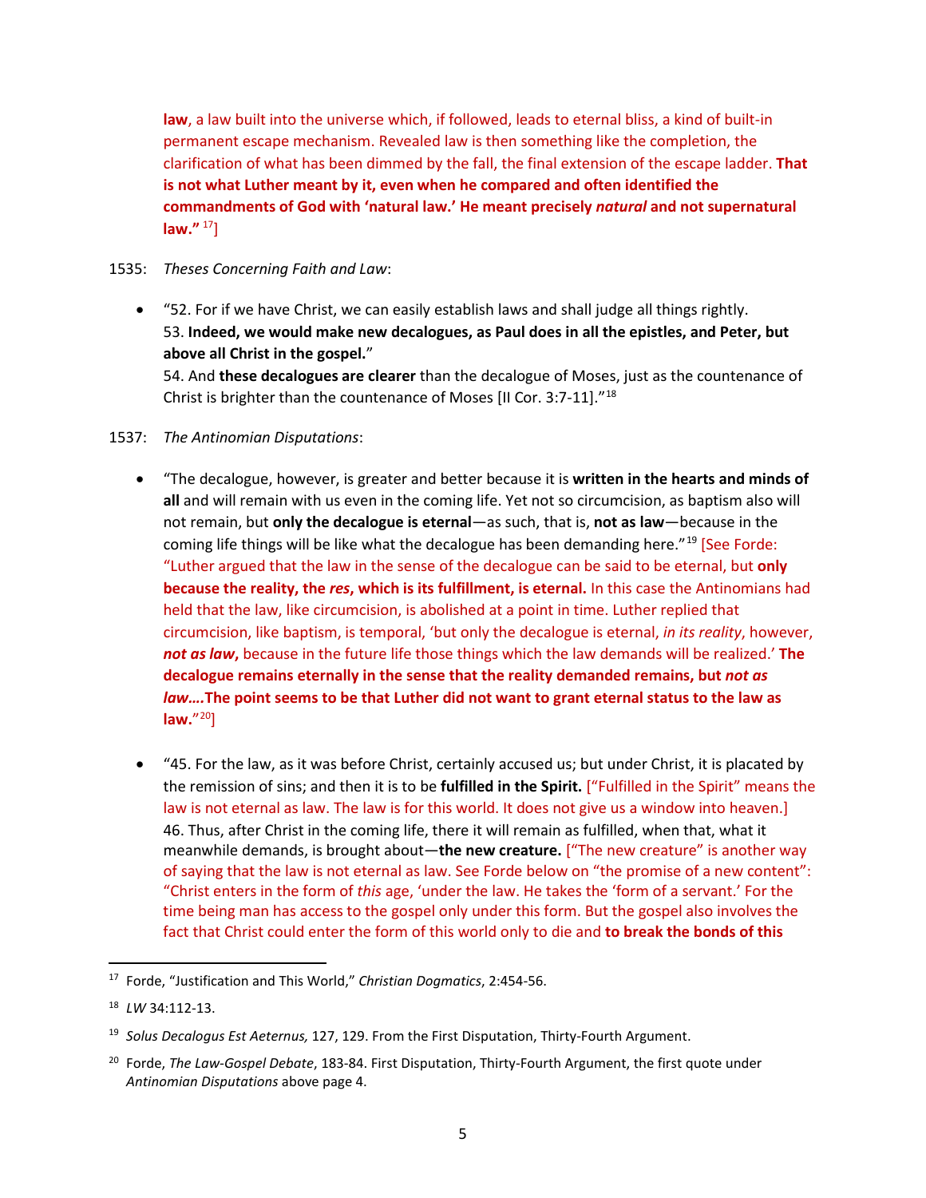**law**, a law built into the universe which, if followed, leads to eternal bliss, a kind of built-in permanent escape mechanism. Revealed law is then something like the completion, the clarification of what has been dimmed by the fall, the final extension of the escape ladder. **That is not what Luther meant by it, even when he compared and often identified the commandments of God with 'natural law.' He meant precisely *natural* and not supernatural law."** [17]]

1535: *Theses Concerning Faith and Law*:

- "52. For if we have Christ, we can easily establish laws and shall judge all things rightly.
  53. **Indeed, we would make new decalogues, as Paul does in all the epistles, and Peter, but above all Christ in the gospel.**"
  54. And **these decalogues are clearer** than the decalogue of Moses, just as the countenance of Christ is brighter than the countenance of Moses [II Cor. 3:7-11]."[18]

1537: *The Antinomian Disputations*:

- "The decalogue, however, is greater and better because it is **written in the hearts and minds of all** and will remain with us even in the coming life. Yet not so circumcision, as baptism also will not remain, but **only the decalogue is eternal**—as such, that is, **not as law**—because in the coming life things will be like what the decalogue has been demanding here."[19] [See Forde: "Luther argued that the law in the sense of the decalogue can be said to be eternal, but **only because the reality, the *res*, which is its fulfillment, is eternal.** In this case the Antinomians had held that the law, like circumcision, is abolished at a point in time. Luther replied that circumcision, like baptism, is temporal, 'but only the decalogue is eternal, *in its reality*, however, ***not as law*,** because in the future life those things which the law demands will be realized.' **The decalogue remains eternally in the sense that the reality demanded remains, but *not as law*….The point seems to be that Luther did not want to grant eternal status to the law as law."**[20]]

- "45. For the law, as it was before Christ, certainly accused us; but under Christ, it is placated by the remission of sins; and then it is to be **fulfilled in the Spirit.** ["Fulfilled in the Spirit" means the law is not eternal as law. The law is for this world. It does not give us a window into heaven.]
  46. Thus, after Christ in the coming life, there it will remain as fulfilled, when that, what it meanwhile demands, is brought about—**the new creature.** ["The new creature" is another way of saying that the law is not eternal as law. See Forde below on "the promise of a new content": "Christ enters in the form of *this* age, 'under the law. He takes the 'form of a servant.' For the time being man has access to the gospel only under this form. But the gospel also involves the fact that Christ could enter the form of this world only to die and **to break the bonds of this**

---

[17] Forde, "Justification and This World," *Christian Dogmatics*, 2:454-56.

[18] *LW* 34:112-13.

[19] *Solus Decalogus Est Aeternus,* 127, 129. From the First Disputation, Thirty-Fourth Argument.

[20] Forde, *The Law-Gospel Debate*, 183-84. First Disputation, Thirty-Fourth Argument, the first quote under *Antinomian Disputations* above page 4.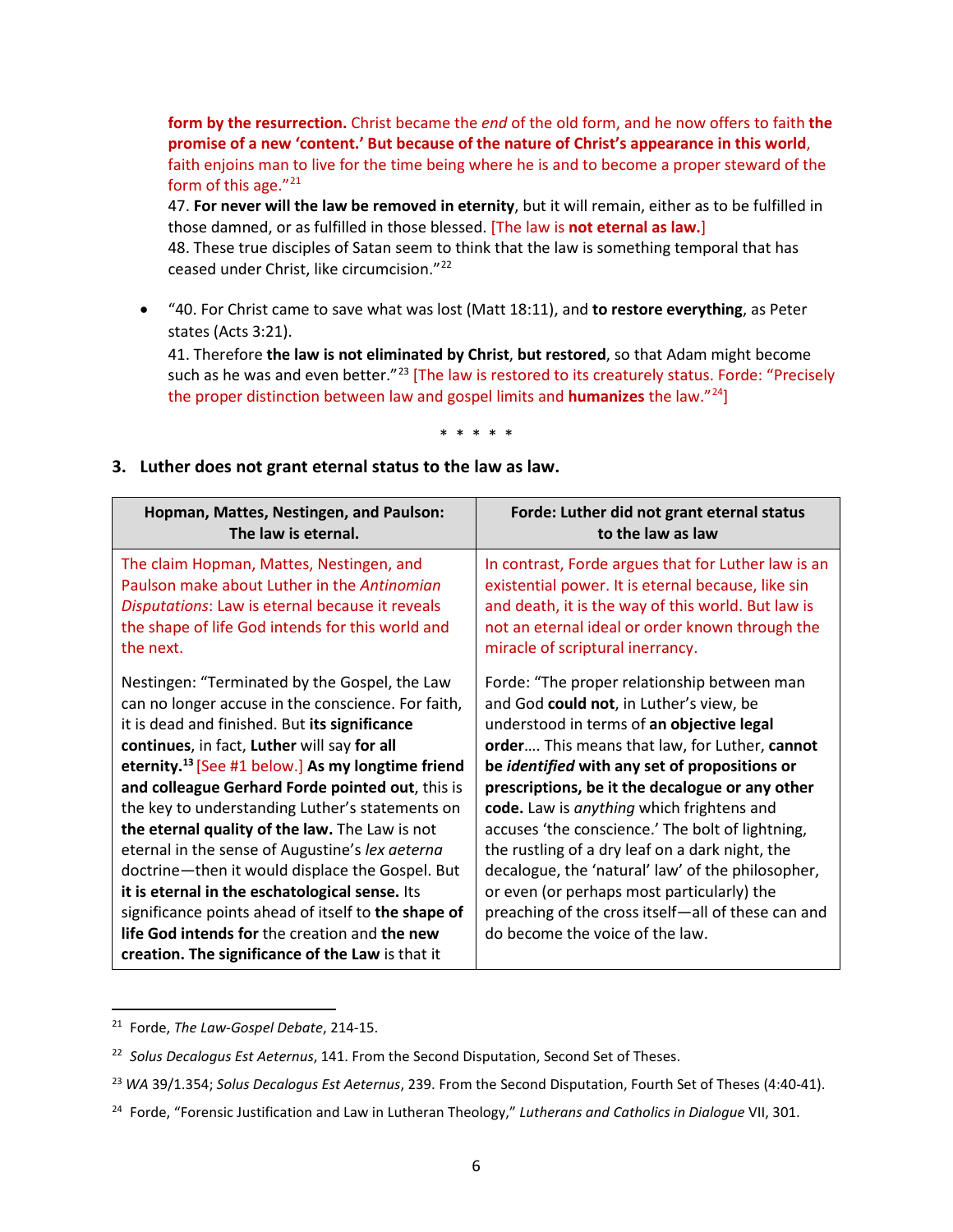**form by the resurrection.** Christ became the *end* of the old form, and he now offers to faith **the promise of a new 'content.' But because of the nature of Christ's appearance in this world**, faith enjoins man to live for the time being where he is and to become a proper steward of the form of this age."[21]

47. **For never will the law be removed in eternity**, but it will remain, either as to be fulfilled in those damned, or as fulfilled in those blessed. [The law is **not eternal as law.**]

48. These true disciples of Satan seem to think that the law is something temporal that has ceased under Christ, like circumcision."[22]

- "40. For Christ came to save what was lost (Matt 18:11), and **to restore everything**, as Peter states (Acts 3:21).

  41. Therefore **the law is not eliminated by Christ**, **but restored**, so that Adam might become such as he was and even better."[23] [The law is restored to its creaturely status. Forde: "Precisely the proper distinction between law and gospel limits and **humanizes** the law."[24]]

\* \* \* \* \*

### 3. Luther does not grant eternal status to the law as law.

| Hopman, Mattes, Nestingen, and Paulson: The law is eternal. | Forde: Luther did not grant eternal status to the law as law |
|---|---|
| The claim Hopman, Mattes, Nestingen, and Paulson make about Luther in the *Antinomian Disputations*: Law is eternal because it reveals the shape of life God intends for this world and the next. | In contrast, Forde argues that for Luther law is an existential power. It is eternal because, like sin and death, it is the way of this world. But law is not an eternal ideal or order known through the miracle of scriptural inerrancy. |
| Nestingen: "Terminated by the Gospel, the Law can no longer accuse in the conscience. For faith, it is dead and finished. But **its significance continues**, in fact, **Luther** will say **for all eternity.**[13] [See #1 below.] **As my longtime friend and colleague Gerhard Forde pointed out**, this is the key to understanding Luther's statements on **the eternal quality of the law.** The Law is not eternal in the sense of Augustine's *lex aeterna* doctrine—then it would displace the Gospel. But **it is eternal in the eschatological sense.** Its significance points ahead of itself to **the shape of life God intends for** the creation and **the new creation. The significance of the Law** is that it | Forde: "The proper relationship between man and God **could not**, in Luther's view, be understood in terms of **an objective legal order**…. This means that law, for Luther, **cannot be *identified* with any set of propositions or prescriptions, be it the decalogue or any other code.** Law is *anything* which frightens and accuses 'the conscience.' The bolt of lightning, the rustling of a dry leaf on a dark night, the decalogue, the 'natural' law of the philosopher, or even (or perhaps most particularly) the preaching of the cross itself—all of these can and do become the voice of the law. |

[21] Forde, *The Law-Gospel Debate*, 214-15.

[22] *Solus Decalogus Est Aeternus*, 141. From the Second Disputation, Second Set of Theses.

[23] *WA* 39/1.354; *Solus Decalogus Est Aeternus*, 239. From the Second Disputation, Fourth Set of Theses (4:40-41).

[24] Forde, "Forensic Justification and Law in Lutheran Theology," *Lutherans and Catholics in Dialogue* VII, 301.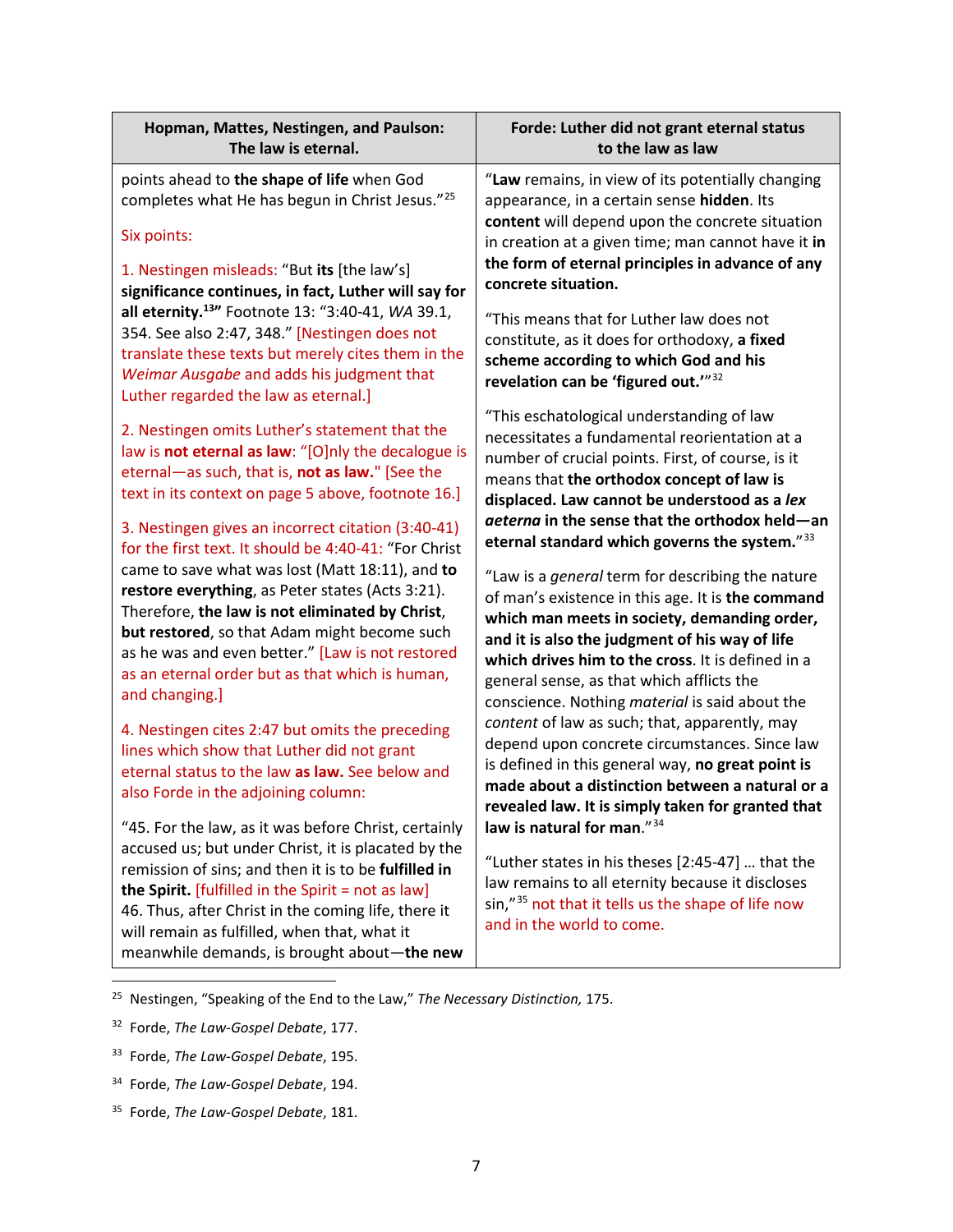| Hopman, Mattes, Nestingen, and Paulson: The law is eternal. | Forde: Luther did not grant eternal status to the law as law |
|---|---|
| points ahead to **the shape of life** when God completes what He has begun in Christ Jesus."[25]<br><br>Six points:<br><br>1. Nestingen misleads: "But **its** [the law's] **significance continues, in fact, Luther will say for all eternity.[13]"** Footnote 13: "3:40-41, *WA* 39.1, 354. See also 2:47, 348." [Nestingen does not translate these texts but merely cites them in the *Weimar Ausgabe* and adds his judgment that Luther regarded the law as eternal.]<br><br>2. Nestingen omits Luther's statement that the law is **not eternal as law**: "[O]nly the decalogue is eternal—as such, that is, **not as law.**" [See the text in its context on page 5 above, footnote 16.]<br><br>3. Nestingen gives an incorrect citation (3:40-41) for the first text. It should be 4:40-41: "For Christ came to save what was lost (Matt 18:11), and **to restore everything**, as Peter states (Acts 3:21). Therefore, **the law is not eliminated by Christ**, **but restored**, so that Adam might become such as he was and even better." [Law is not restored as an eternal order but as that which is human, and changing.]<br><br>4. Nestingen cites 2:47 but omits the preceding lines which show that Luther did not grant eternal status to the law **as law.** See below and also Forde in the adjoining column:<br><br>"45. For the law, as it was before Christ, certainly accused us; but under Christ, it is placated by the remission of sins; and then it is to be **fulfilled in the Spirit.** [fulfilled in the Spirit = not as law] 46. Thus, after Christ in the coming life, there it will remain as fulfilled, when that, what it meanwhile demands, is brought about—**the new** | "**Law** remains, in view of its potentially changing appearance, in a certain sense **hidden**. Its **content** will depend upon the concrete situation in creation at a given time; man cannot have it **in the form of eternal principles in advance of any concrete situation.**<br><br>"This means that for Luther law does not constitute, as it does for orthodoxy, **a fixed scheme according to which God and his revelation can be 'figured out.'**"[32]<br><br>"This eschatological understanding of law necessitates a fundamental reorientation at a number of crucial points. First, of course, is it means that **the orthodox concept of law is displaced. Law cannot be understood as a *lex aeterna* in the sense that the orthodox held—an eternal standard which governs the system.**"[33]<br><br>"Law is a *general* term for describing the nature of man's existence in this age. It is **the command which man meets in society, demanding order, and it is also the judgment of his way of life which drives him to the cross**. It is defined in a general sense, as that which afflicts the conscience. Nothing *material* is said about the *content* of law as such; that, apparently, may depend upon concrete circumstances. Since law is defined in this general way, **no great point is made about a distinction between a natural or a revealed law. It is simply taken for granted that law is natural for man**."[34]<br><br>"Luther states in his theses [2:45-47] … that the law remains to all eternity because it discloses sin,"[35] not that it tells us the shape of life now and in the world to come. |

[25] Nestingen, "Speaking of the End to the Law," *The Necessary Distinction,* 175.

[32] Forde, *The Law-Gospel Debate*, 177.

[33] Forde, *The Law-Gospel Debate*, 195.

[34] Forde, *The Law-Gospel Debate*, 194.

[35] Forde, *The Law-Gospel Debate*, 181.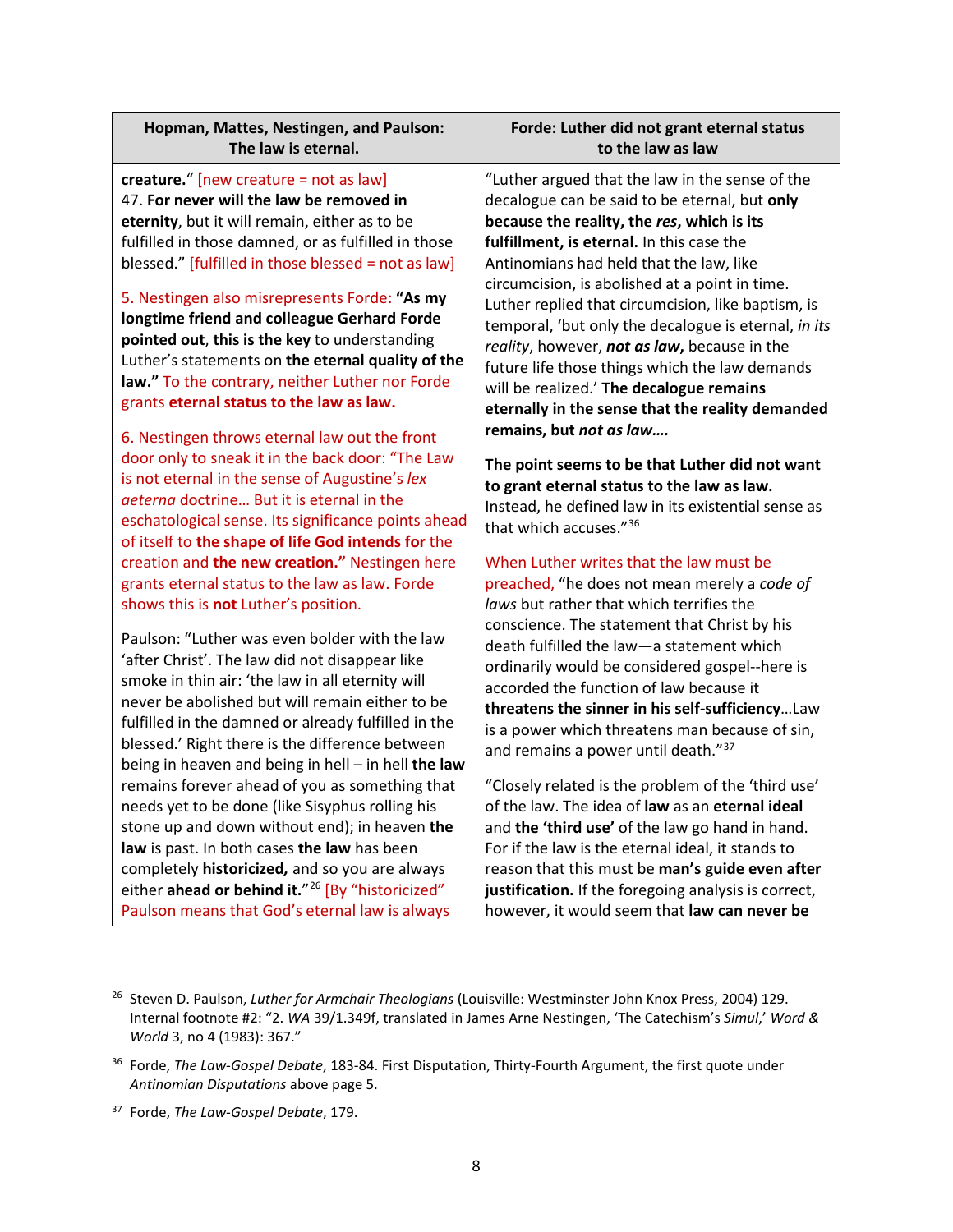| Hopman, Mattes, Nestingen, and Paulson: The law is eternal. | Forde: Luther did not grant eternal status to the law as law |
|---|---|
| **creature.**" [new creature = not as law]<br>47. **For never will the law be removed in eternity**, but it will remain, either as to be fulfilled in those damned, or as fulfilled in those blessed." [fulfilled in those blessed = not as law]<br><br>5. Nestingen also misrepresents Forde: **"As my longtime friend and colleague Gerhard Forde pointed out**, **this is the key** to understanding Luther's statements on **the eternal quality of the law."** To the contrary, neither Luther nor Forde grants **eternal status to the law as law.**<br><br>6. Nestingen throws eternal law out the front door only to sneak it in the back door: "The Law is not eternal in the sense of Augustine's *lex aeterna* doctrine… But it is eternal in the eschatological sense. Its significance points ahead of itself to **the shape of life God intends for** the creation and **the new creation."** Nestingen here grants eternal status to the law as law. Forde shows this is **not** Luther's position.<br><br>Paulson: "Luther was even bolder with the law 'after Christ'. The law did not disappear like smoke in thin air: 'the law in all eternity will never be abolished but will remain either to be fulfilled in the damned or already fulfilled in the blessed.' Right there is the difference between being in heaven and being in hell – in hell **the law** remains forever ahead of you as something that needs yet to be done (like Sisyphus rolling his stone up and down without end); in heaven **the law** is past. In both cases **the law** has been completely **historicized,** and so you are always either **ahead or behind it.**"[26] [By "historicized" Paulson means that God's eternal law is always | "Luther argued that the law in the sense of the decalogue can be said to be eternal, but **only because the reality, the *res*, which is its fulfillment, is eternal.** In this case the Antinomians had held that the law, like circumcision, is abolished at a point in time. Luther replied that circumcision, like baptism, is temporal, 'but only the decalogue is eternal, *in its reality*, however, ***not as law*,** because in the future life those things which the law demands will be realized.' **The decalogue remains eternally in the sense that the reality demanded remains, but *not as law*….**<br><br>**The point seems to be that Luther did not want to grant eternal status to the law as law.** Instead, he defined law in its existential sense as that which accuses."[36]<br><br>When Luther writes that the law must be preached, "he does not mean merely a *code of laws* but rather that which terrifies the conscience. The statement that Christ by his death fulfilled the law—a statement which ordinarily would be considered gospel--here is accorded the function of law because it **threatens the sinner in his self-sufficiency**…Law is a power which threatens man because of sin, and remains a power until death."[37]<br><br>"Closely related is the problem of the 'third use' of the law. The idea of **law** as an **eternal ideal** and **the 'third use'** of the law go hand in hand. For if the law is the eternal ideal, it stands to reason that this must be **man's guide even after justification.** If the foregoing analysis is correct, however, it would seem that **law can never be** |

[26] Steven D. Paulson, *Luther for Armchair Theologians* (Louisville: Westminster John Knox Press, 2004) 129. Internal footnote #2: "2. *WA* 39/1.349f, translated in James Arne Nestingen, 'The Catechism's *Simul*,' *Word & World* 3, no 4 (1983): 367."

[36] Forde, *The Law-Gospel Debate*, 183-84. First Disputation, Thirty-Fourth Argument, the first quote under *Antinomian Disputations* above page 5.

[37] Forde, *The Law-Gospel Debate*, 179.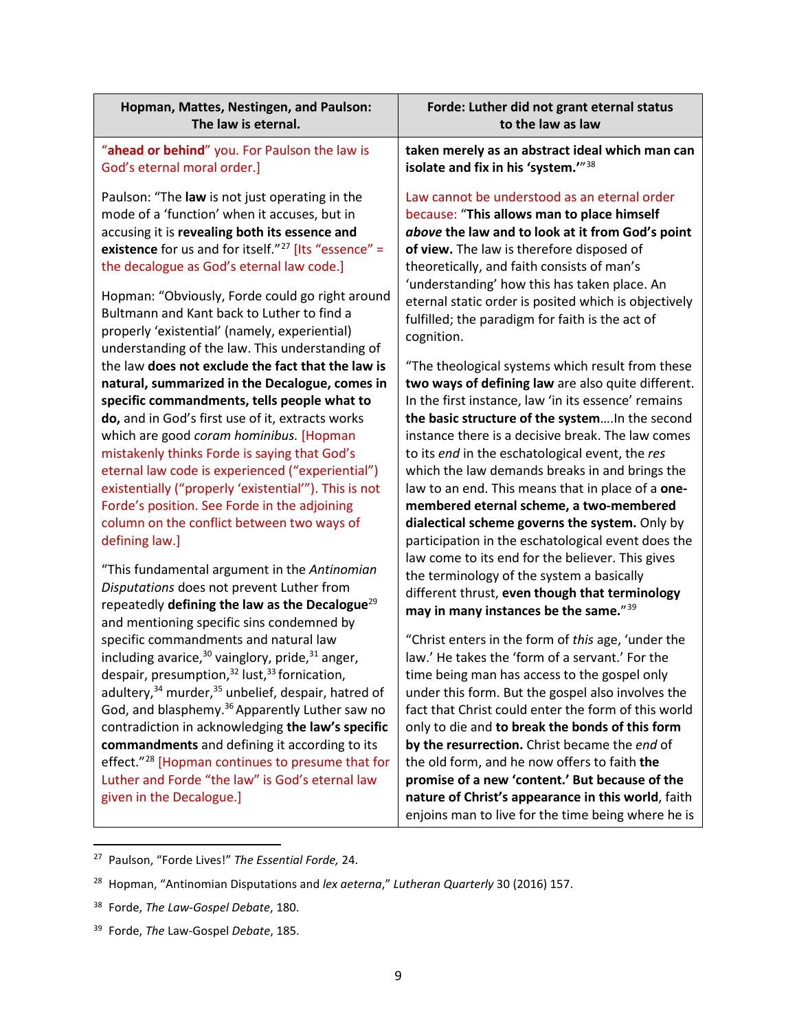| Hopman, Mattes, Nestingen, and Paulson: The law is eternal. | Forde: Luther did not grant eternal status to the law as law |
|---|---|
| "**ahead or behind**" you. For Paulson the law is God's eternal moral order.]<br><br>Paulson: "The **law** is not just operating in the mode of a 'function' when it accuses, but in accusing it is **revealing both its essence and existence** for us and for itself."[27] [Its "essence" = the decalogue as God's eternal law code.]<br><br>Hopman: "Obviously, Forde could go right around Bultmann and Kant back to Luther to find a properly 'existential' (namely, experiential) understanding of the law. This understanding of the law **does not exclude the fact that the law is natural, summarized in the Decalogue, comes in specific commandments, tells people what to do,** and in God's first use of it, extracts works which are good *coram hominibus.* [Hopman mistakenly thinks Forde is saying that God's eternal law code is experienced ("experiential") existentially ("properly 'existential'"). This is not Forde's position. See Forde in the adjoining column on the conflict between two ways of defining law.]<br><br>"This fundamental argument in the *Antinomian Disputations* does not prevent Luther from repeatedly **defining the law as the Decalogue**[29] and mentioning specific sins condemned by specific commandments and natural law including avarice,[30] vainglory, pride,[31] anger, despair, presumption,[32] lust,[33] fornication, adultery,[34] murder,[35] unbelief, despair, hatred of God, and blasphemy.[36] Apparently Luther saw no contradiction in acknowledging **the law's specific commandments** and defining it according to its effect."[28] [Hopman continues to presume that for Luther and Forde "the law" is God's eternal law given in the Decalogue.] | **taken merely as an abstract ideal which man can isolate and fix in his 'system.'"**[38]<br><br>Law cannot be understood as an eternal order because: "**This allows man to place himself *above* the law and to look at it from God's point of view.** The law is therefore disposed of theoretically, and faith consists of man's 'understanding' how this has taken place. An eternal static order is posited which is objectively fulfilled; the paradigm for faith is the act of cognition.<br><br>"The theological systems which result from these **two ways of defining law** are also quite different. In the first instance, law 'in its essence' remains **the basic structure of the system**….In the second instance there is a decisive break. The law comes to its *end* in the eschatological event, the *res* which the law demands breaks in and brings the law to an end. This means that in place of a **one-membered eternal scheme, a two-membered dialectical scheme governs the system.** Only by participation in the eschatological event does the law come to its end for the believer. This gives the terminology of the system a basically different thrust, **even though that terminology may in many instances be the same.**"[39]<br><br>"Christ enters in the form of *this* age, 'under the law.' He takes the 'form of a servant.' For the time being man has access to the gospel only under this form. But the gospel also involves the fact that Christ could enter the form of this world only to die and **to break the bonds of this form by the resurrection.** Christ became the *end* of the old form, and he now offers to faith **the promise of a new 'content.' But because of the nature of Christ's appearance in this world**, faith enjoins man to live for the time being where he is |

[27] Paulson, "Forde Lives!" *The Essential Forde,* 24.

[28] Hopman, "Antinomian Disputations and *lex aeterna*," *Lutheran Quarterly* 30 (2016) 157.

[38] Forde, *The Law-Gospel Debate*, 180.

[39] Forde, *The* Law-Gospel *Debate*, 185.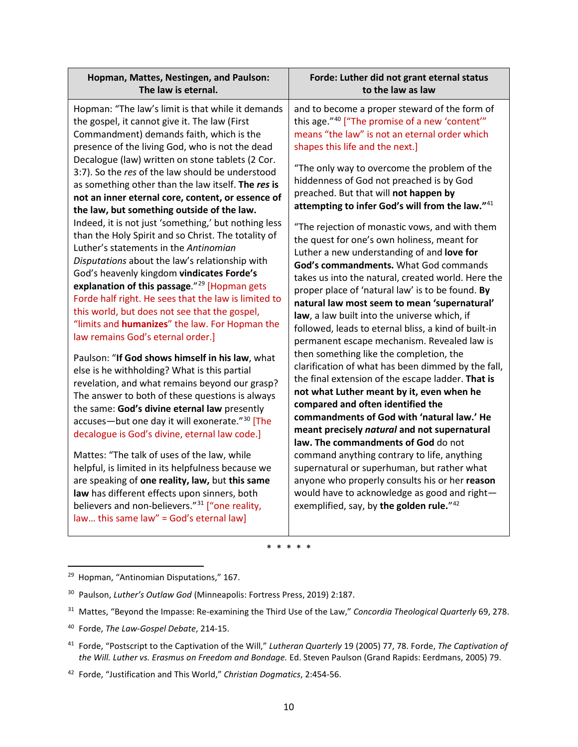| Hopman, Mattes, Nestingen, and Paulson: The law is eternal. | Forde: Luther did not grant eternal status to the law as law |
|---|---|
| Hopman: "The law's limit is that while it demands the gospel, it cannot give it. The law (First Commandment) demands faith, which is the presence of the living God, who is not the dead Decalogue (law) written on stone tablets (2 Cor. 3:7). So the *res* of the law should be understood as something other than the law itself. **The *res* is not an inner eternal core, content, or essence of the law, but something outside of the law.** Indeed, it is not just 'something,' but nothing less than the Holy Spirit and so Christ. The totality of Luther's statements in the *Antinomian Disputations* about the law's relationship with God's heavenly kingdom **vindicates Forde's explanation of this passage**."[29] [Hopman gets Forde half right. He sees that the law is limited to this world, but does not see that the gospel, "limits and **humanizes**" the law. For Hopman the law remains God's eternal order.]<br><br>Paulson: "**If God shows himself in his law**, what else is he withholding? What is this partial revelation, and what remains beyond our grasp? The answer to both of these questions is always the same: **God's divine eternal law** presently accuses—but one day it will exonerate."[30] [The decalogue is God's divine, eternal law code.]<br><br>Mattes: "The talk of uses of the law, while helpful, is limited in its helpfulness because we are speaking of **one reality, law,** but **this same law** has different effects upon sinners, both believers and non-believers."[31] ["one reality, law… this same law" = God's eternal law] | and to become a proper steward of the form of this age."[40] ["The promise of a new 'content'" means "the law" is not an eternal order which shapes this life and the next.]<br><br>"The only way to overcome the problem of the hiddenness of God not preached is by God preached. But that will **not happen by attempting to infer God's will from the law."**[41]<br><br>"The rejection of monastic vows, and with them the quest for one's own holiness, meant for Luther a new understanding of and **love for God's commandments.** What God commands takes us into the natural, created world. Here the proper place of 'natural law' is to be found. **By natural law most seem to mean 'supernatural' law**, a law built into the universe which, if followed, leads to eternal bliss, a kind of built-in permanent escape mechanism. Revealed law is then something like the completion, the clarification of what has been dimmed by the fall, the final extension of the escape ladder. **That is not what Luther meant by it, even when he compared and often identified the commandments of God with 'natural law.' He meant precisely *natural* and not supernatural law. The commandments of God** do not command anything contrary to life, anything supernatural or superhuman, but rather what anyone who properly consults his or her **reason** would have to acknowledge as good and right—exemplified, say, by **the golden rule.**"[42] |

\* \* \* \* \*

---

[29] Hopman, "Antinomian Disputations," 167.

[30] Paulson, *Luther's Outlaw God* (Minneapolis: Fortress Press, 2019) 2:187.

[31] Mattes, "Beyond the Impasse: Re-examining the Third Use of the Law," *Concordia Theological Quarterly* 69, 278.

[40] Forde, *The Law-Gospel Debate*, 214-15.

[41] Forde, "Postscript to the Captivation of the Will," *Lutheran Quarterly* 19 (2005) 77, 78. Forde, *The Captivation of the Will. Luther vs. Erasmus on Freedom and Bondage.* Ed. Steven Paulson (Grand Rapids: Eerdmans, 2005) 79.

[42] Forde, "Justification and This World," *Christian Dogmatics*, 2:454-56.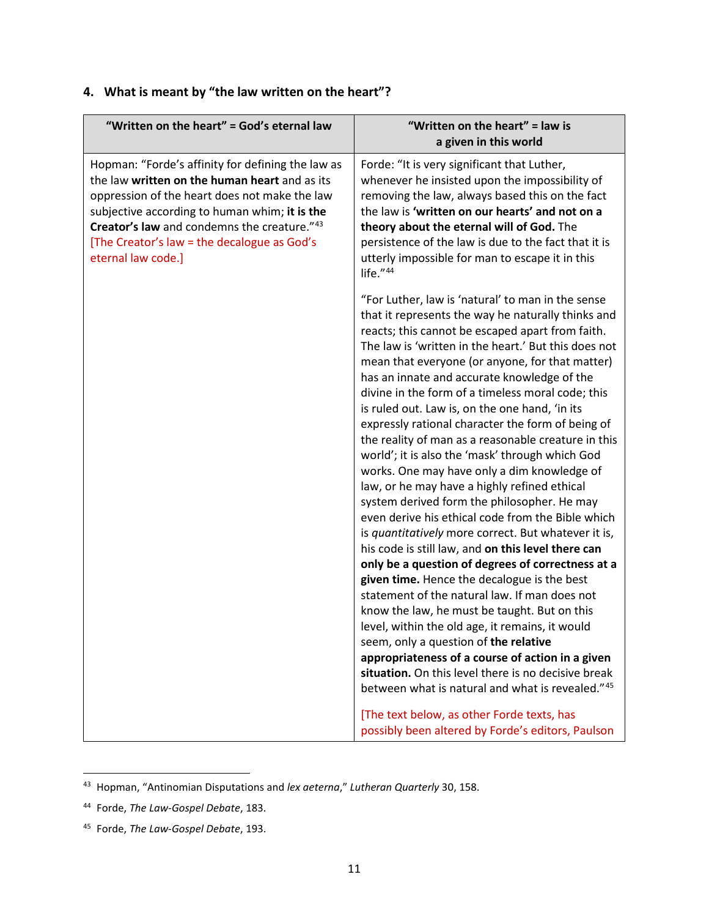## 4. What is meant by "the law written on the heart"?

| "Written on the heart" = God's eternal law | "Written on the heart" = law is a given in this world |
|---|---|
| Hopman: "Forde's affinity for defining the law as the law **written on the human heart** and as its oppression of the heart does not make the law subjective according to human whim; **it is the Creator's law** and condemns the creature."[43] [The Creator's law = the decalogue as God's eternal law code.] | Forde: "It is very significant that Luther, whenever he insisted upon the impossibility of removing the law, always based this on the fact the law is **'written on our hearts' and not on a theory about the eternal will of God.** The persistence of the law is due to the fact that it is utterly impossible for man to escape it in this life."[44]<br><br>"For Luther, law is 'natural' to man in the sense that it represents the way he naturally thinks and reacts; this cannot be escaped apart from faith. The law is 'written in the heart.' But this does not mean that everyone (or anyone, for that matter) has an innate and accurate knowledge of the divine in the form of a timeless moral code; this is ruled out. Law is, on the one hand, 'in its expressly rational character the form of being of the reality of man as a reasonable creature in this world'; it is also the 'mask' through which God works. One may have only a dim knowledge of law, or he may have a highly refined ethical system derived form the philosopher. He may even derive his ethical code from the Bible which is *quantitatively* more correct. But whatever it is, his code is still law, and **on this level there can only be a question of degrees of correctness at a given time.** Hence the decalogue is the best statement of the natural law. If man does not know the law, he must be taught. But on this level, within the old age, it remains, it would seem, only a question of **the relative appropriateness of a course of action in a given situation.** On this level there is no decisive break between what is natural and what is revealed."[45]<br><br>[The text below, as other Forde texts, has possibly been altered by Forde's editors, Paulson |

[43] Hopman, "Antinomian Disputations and *lex aeterna*," *Lutheran Quarterly* 30, 158.

[44] Forde, *The Law-Gospel Debate*, 183.

[45] Forde, *The Law-Gospel Debate*, 193.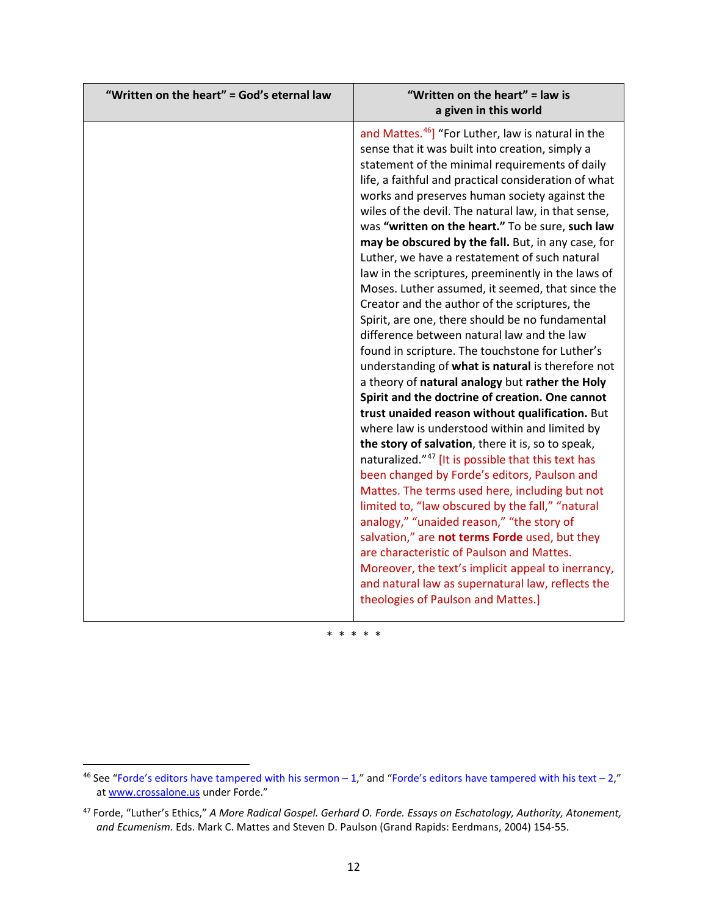| "Written on the heart" = God's eternal law | "Written on the heart" = law is a given in this world |
|---|---|
| | and Mattes.[46]] "For Luther, law is natural in the sense that it was built into creation, simply a statement of the minimal requirements of daily life, a faithful and practical consideration of what works and preserves human society against the wiles of the devil. The natural law, in that sense, was **"written on the heart."** To be sure, **such law may be obscured by the fall.** But, in any case, for Luther, we have a restatement of such natural law in the scriptures, preeminently in the laws of Moses. Luther assumed, it seemed, that since the Creator and the author of the scriptures, the Spirit, are one, there should be no fundamental difference between natural law and the law found in scripture. The touchstone for Luther's understanding of **what is natural** is therefore not a theory of **natural analogy** but **rather the Holy Spirit and the doctrine of creation. One cannot trust unaided reason without qualification.** But where law is understood within and limited by **the story of salvation**, there it is, so to speak, naturalized."[47] [It is possible that this text has been changed by Forde's editors, Paulson and Mattes. The terms used here, including but not limited to, "law obscured by the fall," "natural analogy," "unaided reason," "the story of salvation," are **not terms Forde** used, but they are characteristic of Paulson and Mattes. Moreover, the text's implicit appeal to inerrancy, and natural law as supernatural law, reflects the theologies of Paulson and Mattes.] |

\* \* \* \* \*

[46] See "Forde's editors have tampered with his sermon – 1," and "Forde's editors have tampered with his text – 2," at www.crossalone.us under Forde."

[47] Forde, "Luther's Ethics," *A More Radical Gospel. Gerhard O. Forde. Essays on Eschatology, Authority, Atonement, and Ecumenism.* Eds. Mark C. Mattes and Steven D. Paulson (Grand Rapids: Eerdmans, 2004) 154-55.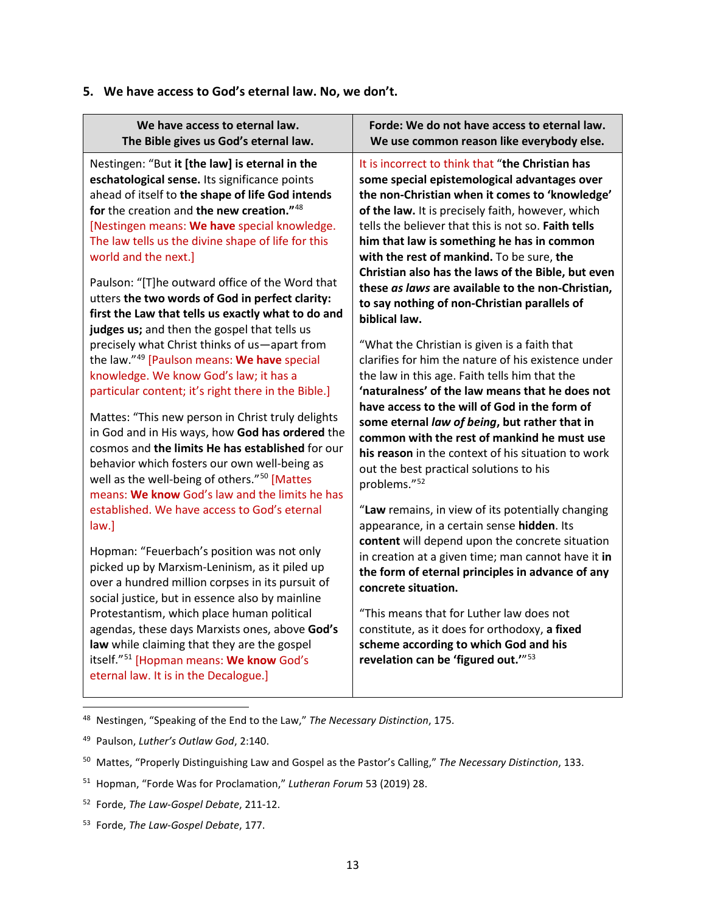### 5. We have access to God's eternal law. No, we don't.

| We have access to eternal law. The Bible gives us God's eternal law. | Forde: We do not have access to eternal law. We use common reason like everybody else. |
|---|---|
| Nestingen: "But **it [the law] is eternal in the eschatological sense.** Its significance points ahead of itself to **the shape of life God intends for** the creation and **the new creation.**"[48] [Nestingen means: **We have** special knowledge. The law tells us the divine shape of life for this world and the next.]<br><br>Paulson: "[T]he outward office of the Word that utters **the two words of God in perfect clarity: first the Law that tells us exactly what to do and judges us;** and then the gospel that tells us precisely what Christ thinks of us—apart from the law."[49] [Paulson means: **We have** special knowledge. We know God's law; it has a particular content; it's right there in the Bible.]<br><br>Mattes: "This new person in Christ truly delights in God and in His ways, how **God has ordered** the cosmos and **the limits He has established** for our behavior which fosters our own well-being as well as the well-being of others."[50] [Mattes means: **We know** God's law and the limits he has established. We have access to God's eternal law.]<br><br>Hopman: "Feuerbach's position was not only picked up by Marxism-Leninism, as it piled up over a hundred million corpses in its pursuit of social justice, but in essence also by mainline Protestantism, which place human political agendas, these days Marxists ones, above **God's law** while claiming that they are the gospel itself."[51] [Hopman means: **We know** God's eternal law. It is in the Decalogue.] | It is incorrect to think that "**the Christian has some special epistemological advantages over the non-Christian when it comes to 'knowledge' of the law.** It is precisely faith, however, which tells the believer that this is not so. **Faith tells him that law is something he has in common with the rest of mankind.** To be sure, **the Christian also has the laws of the Bible, but even these *as laws* are available to the non-Christian, to say nothing of non-Christian parallels of biblical law.**<br><br>"What the Christian is given is a faith that clarifies for him the nature of his existence under the law in this age. Faith tells him that the **'naturalness' of the law means that he does not have access to the will of God in the form of some eternal *law of being*, but rather that in common with the rest of mankind he must use his reason** in the context of his situation to work out the best practical solutions to his problems."[52]<br><br>"**Law** remains, in view of its potentially changing appearance, in a certain sense **hidden**. Its **content** will depend upon the concrete situation in creation at a given time; man cannot have it **in the form of eternal principles in advance of any concrete situation.**<br><br>"This means that for Luther law does not constitute, as it does for orthodoxy, **a fixed scheme according to which God and his revelation can be 'figured out.'**"[53] |

---

[48] Nestingen, "Speaking of the End to the Law," *The Necessary Distinction*, 175.

[49] Paulson, *Luther's Outlaw God*, 2:140.

[50] Mattes, "Properly Distinguishing Law and Gospel as the Pastor's Calling," *The Necessary Distinction*, 133.

[51] Hopman, "Forde Was for Proclamation," *Lutheran Forum* 53 (2019) 28.

[52] Forde, *The Law-Gospel Debate*, 211-12.

[53] Forde, *The Law-Gospel Debate*, 177.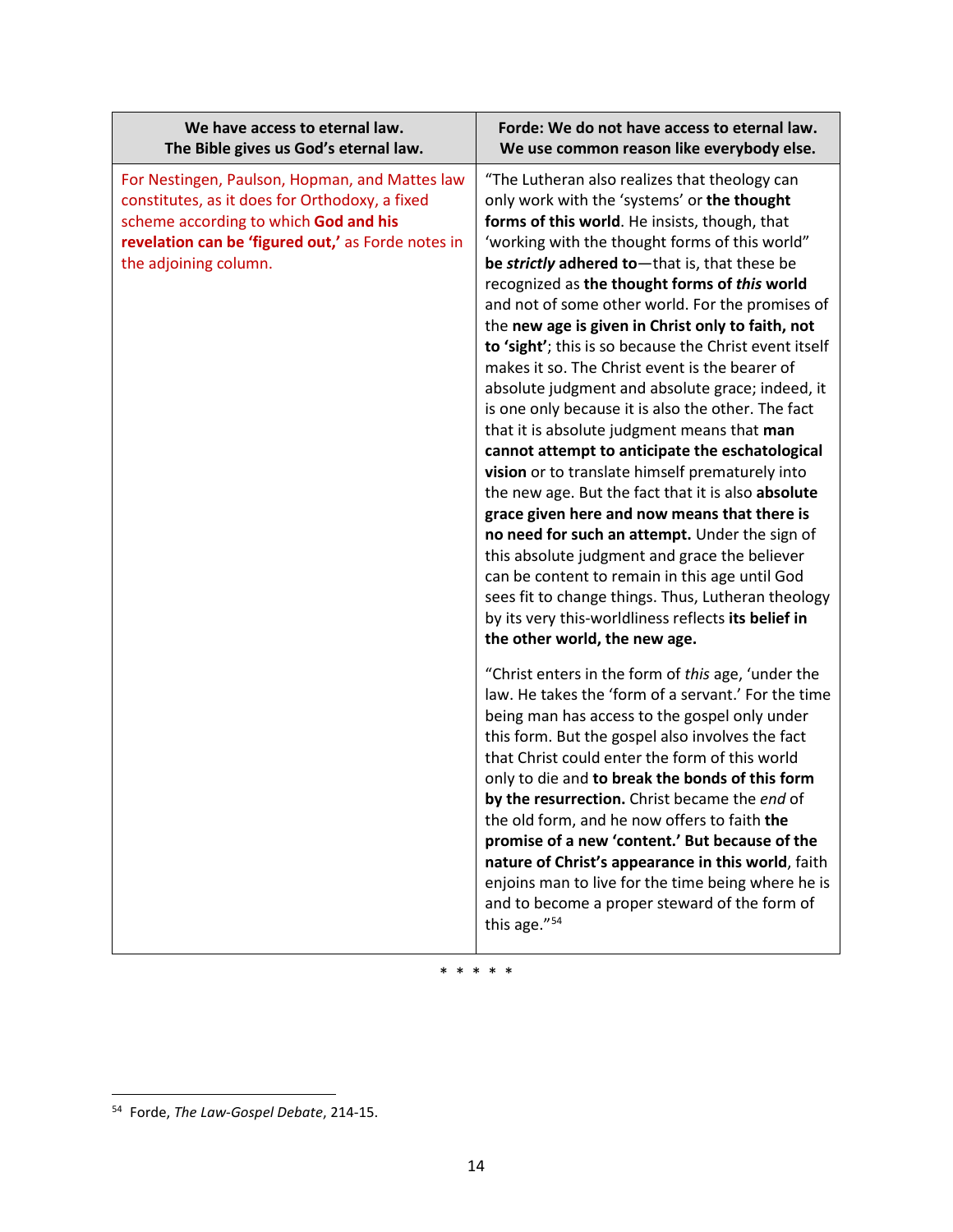| **We have access to eternal law.** **The Bible gives us God's eternal law.** | **Forde: We do not have access to eternal law.** **We use common reason like everybody else.** |
| --- | --- |
| For Nestingen, Paulson, Hopman, and Mattes law constitutes, as it does for Orthodoxy, a fixed scheme according to which **God and his revelation can be 'figured out,'** as Forde notes in the adjoining column. | "The Lutheran also realizes that theology can only work with the 'systems' or **the thought forms of this world**. He insists, though, that 'working with the thought forms of this world" **be *strictly* adhered to**—that is, that these be recognized as **the thought forms of *this* world** and not of some other world. For the promises of the **new age is given in Christ only to faith, not to 'sight'**; this is so because the Christ event itself makes it so. The Christ event is the bearer of absolute judgment and absolute grace; indeed, it is one only because it is also the other. The fact that it is absolute judgment means that **man cannot attempt to anticipate the eschatological vision** or to translate himself prematurely into the new age. But the fact that it is also **absolute grace given here and now means that there is no need for such an attempt.** Under the sign of this absolute judgment and grace the believer can be content to remain in this age until God sees fit to change things. Thus, Lutheran theology by its very this-worldliness reflects **its belief in the other world, the new age.**<br><br>"Christ enters in the form of *this* age, 'under the law. He takes the 'form of a servant.' For the time being man has access to the gospel only under this form. But the gospel also involves the fact that Christ could enter the form of this world only to die and **to break the bonds of this form by the resurrection.** Christ became the *end* of the old form, and he now offers to faith **the promise of a new 'content.' But because of the nature of Christ's appearance in this world**, faith enjoins man to live for the time being where he is and to become a proper steward of the form of this age."[54] |

\* \* \* \* \*

[54] Forde, *The Law-Gospel Debate*, 214-15.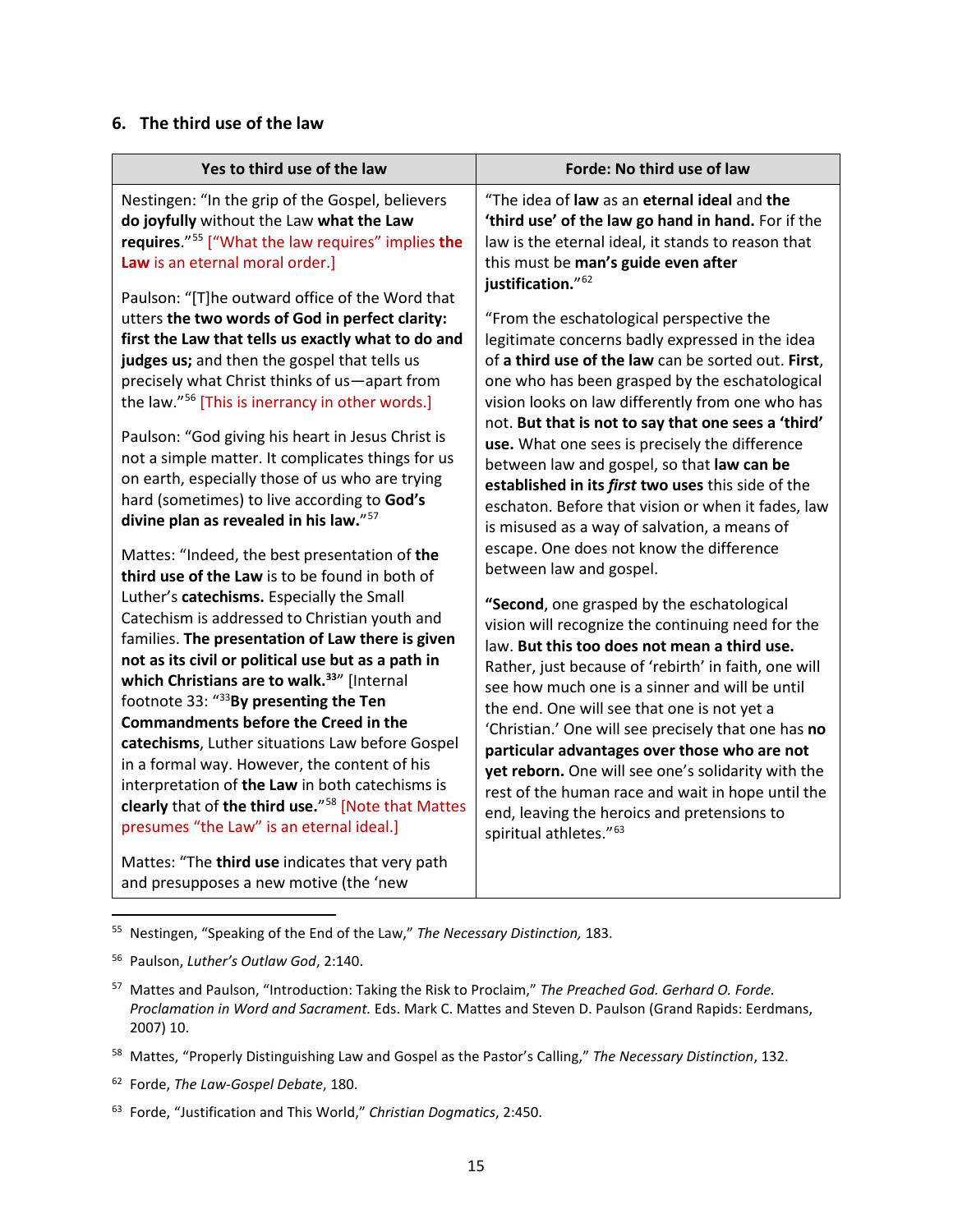## 6. The third use of the law

| Yes to third use of the law | Forde: No third use of law |
|---|---|
| Nestingen: "In the grip of the Gospel, believers **do joyfully** without the Law **what the Law requires**."[55] ["What the law requires" implies **the Law** is an eternal moral order.]<br><br>Paulson: "[T]he outward office of the Word that utters **the two words of God in perfect clarity: first the Law that tells us exactly what to do and judges us;** and then the gospel that tells us precisely what Christ thinks of us—apart from the law."[56] [This is inerrancy in other words.]<br><br>Paulson: "God giving his heart in Jesus Christ is not a simple matter. It complicates things for us on earth, especially those of us who are trying hard (sometimes) to live according to **God's divine plan as revealed in his law.**"[57]<br><br>Mattes: "Indeed, the best presentation of **the third use of the Law** is to be found in both of Luther's **catechisms.** Especially the Small Catechism is addressed to Christian youth and families. **The presentation of Law there is given not as its civil or political use but as a path in which Christians are to walk.**[33]" [Internal footnote 33: "[33]**By presenting the Ten Commandments before the Creed in the catechisms**, Luther situations Law before Gospel in a formal way. However, the content of his interpretation of **the Law** in both catechisms is **clearly** that of **the third use.**"[58] [Note that Mattes presumes "the Law" is an eternal ideal.]<br><br>Mattes: "The **third use** indicates that very path and presupposes a new motive (the 'new | "The idea of **law** as an **eternal ideal** and **the 'third use' of the law go hand in hand.** For if the law is the eternal ideal, it stands to reason that this must be **man's guide even after justification.**"[62]<br><br>"From the eschatological perspective the legitimate concerns badly expressed in the idea of **a third use of the law** can be sorted out. **First**, one who has been grasped by the eschatological vision looks on law differently from one who has not. **But that is not to say that one sees a 'third' use.** What one sees is precisely the difference between law and gospel, so that **law can be established in its *first* two uses** this side of the eschaton. Before that vision or when it fades, law is misused as a way of salvation, a means of escape. One does not know the difference between law and gospel.<br><br>**"Second**, one grasped by the eschatological vision will recognize the continuing need for the law. **But this too does not mean a third use.** Rather, just because of 'rebirth' in faith, one will see how much one is a sinner and will be until the end. One will see that one is not yet a 'Christian.' One will see precisely that one has **no particular advantages over those who are not yet reborn.** One will see one's solidarity with the rest of the human race and wait in hope until the end, leaving the heroics and pretensions to spiritual athletes."[63] |

[55] Nestingen, "Speaking of the End of the Law," *The Necessary Distinction,* 183.

[56] Paulson, *Luther's Outlaw God*, 2:140.

[57] Mattes and Paulson, "Introduction: Taking the Risk to Proclaim," *The Preached God. Gerhard O. Forde. Proclamation in Word and Sacrament.* Eds. Mark C. Mattes and Steven D. Paulson (Grand Rapids: Eerdmans, 2007) 10.

[58] Mattes, "Properly Distinguishing Law and Gospel as the Pastor's Calling," *The Necessary Distinction*, 132.

[62] Forde, *The Law-Gospel Debate*, 180.

[63] Forde, "Justification and This World," *Christian Dogmatics*, 2:450.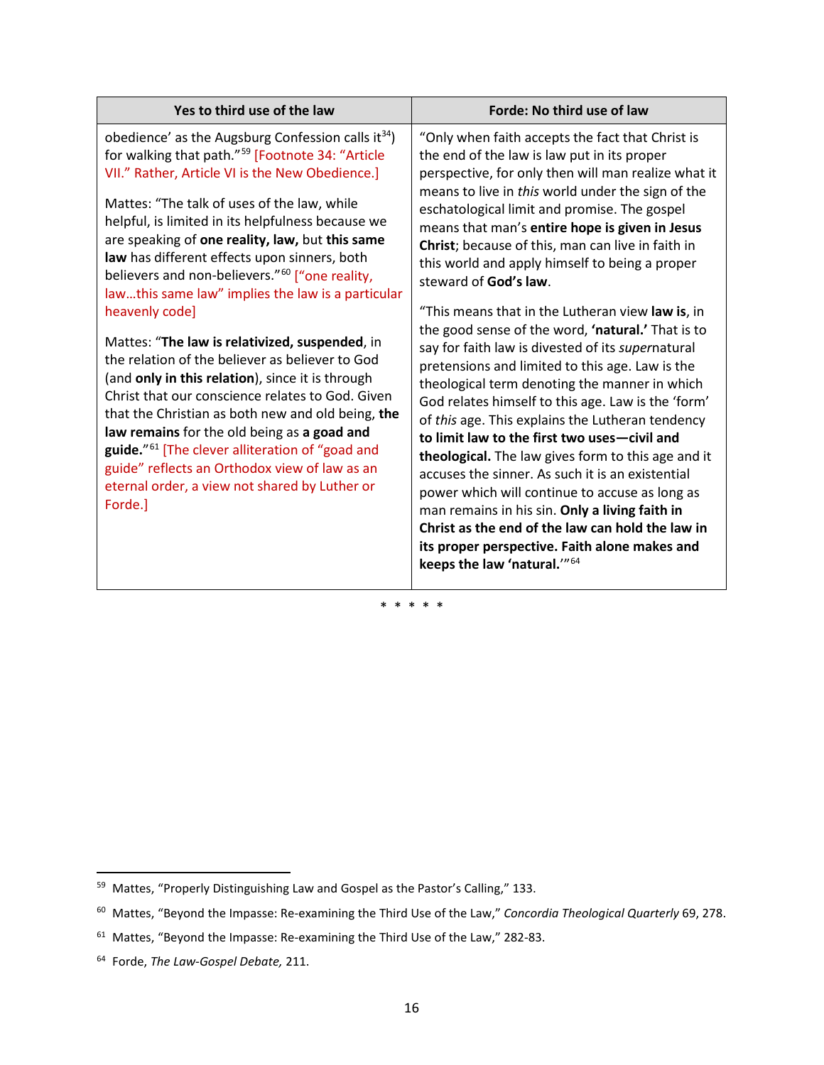| Yes to third use of the law | Forde: No third use of law |
|---|---|
| obedience' as the Augsburg Confession calls it[34]) for walking that path."[59] [Footnote 34: "Article VII." Rather, Article VI is the New Obedience.]<br><br>Mattes: "The talk of uses of the law, while helpful, is limited in its helpfulness because we are speaking of **one reality, law,** but **this same law** has different effects upon sinners, both believers and non-believers."[60] ["one reality, law…this same law" implies the law is a particular heavenly code]<br><br>Mattes: "**The law is relativized, suspended**, in the relation of the believer as believer to God (and **only in this relation**), since it is through Christ that our conscience relates to God. Given that the Christian as both new and old being, **the law remains** for the old being as **a goad and guide.**"[61] [The clever alliteration of "goad and guide" reflects an Orthodox view of law as an eternal order, a view not shared by Luther or Forde.] | "Only when faith accepts the fact that Christ is the end of the law is law put in its proper perspective, for only then will man realize what it means to live in *this* world under the sign of the eschatological limit and promise. The gospel means that man's **entire hope is given in Jesus Christ**; because of this, man can live in faith in this world and apply himself to being a proper steward of **God's law**.<br><br>"This means that in the Lutheran view **law is**, in the good sense of the word, **'natural.'** That is to say for faith law is divested of its *super*natural pretensions and limited to this age. Law is the theological term denoting the manner in which God relates himself to this age. Law is the 'form' of *this* age. This explains the Lutheran tendency **to limit law to the first two uses—civil and theological.** The law gives form to this age and it accuses the sinner. As such it is an existential power which will continue to accuse as long as man remains in his sin. **Only a living faith in Christ as the end of the law can hold the law in its proper perspective. Faith alone makes and keeps the law 'natural.'**'"[64] |

\* \* \* \* \*

---

[59] Mattes, "Properly Distinguishing Law and Gospel as the Pastor's Calling," 133.

[60] Mattes, "Beyond the Impasse: Re-examining the Third Use of the Law," *Concordia Theological Quarterly* 69, 278.

[61] Mattes, "Beyond the Impasse: Re-examining the Third Use of the Law," 282-83.

[64] Forde, *The Law-Gospel Debate,* 211.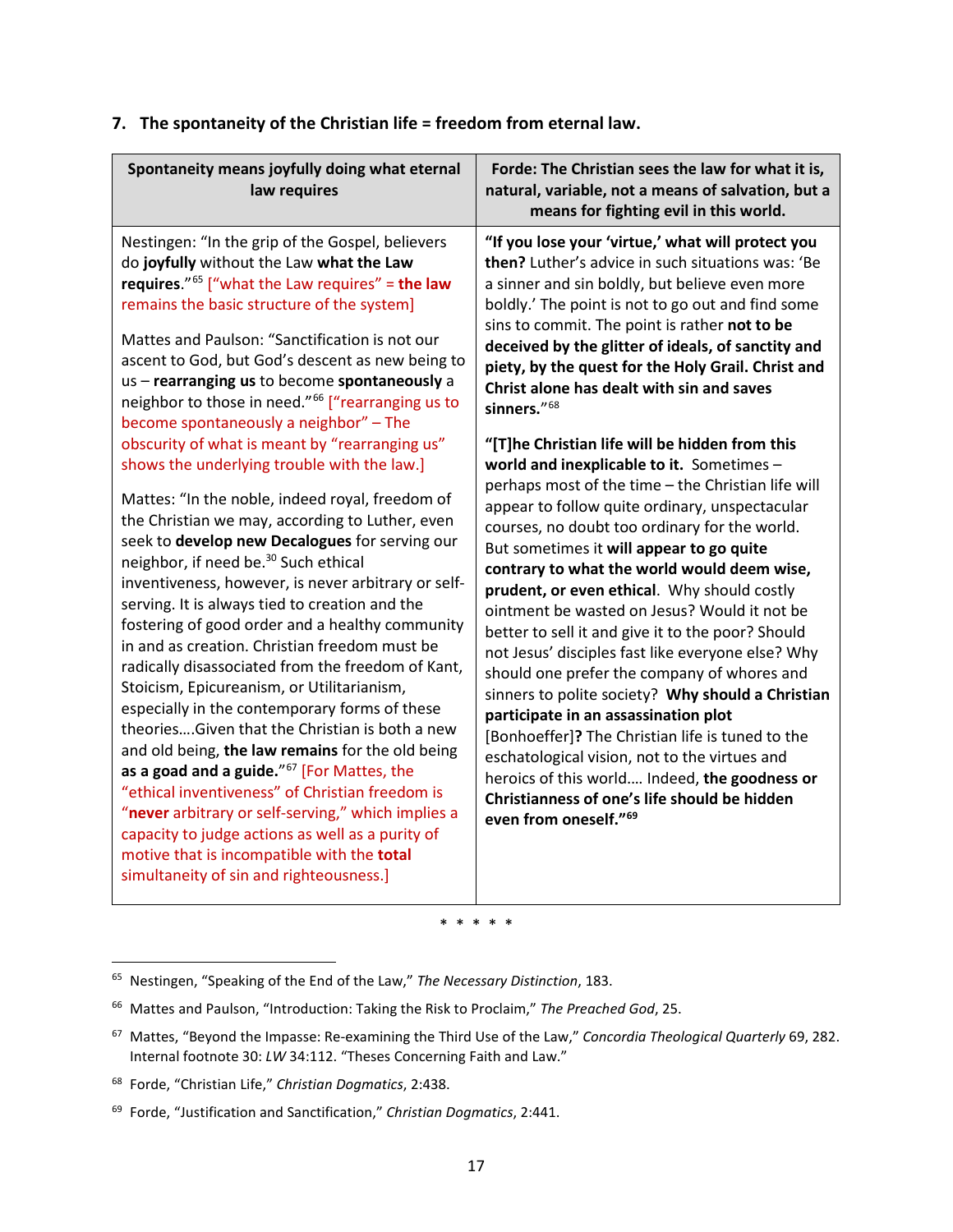## 7. The spontaneity of the Christian life = freedom from eternal law.

| Spontaneity means joyfully doing what eternal law requires | Forde: The Christian sees the law for what it is, natural, variable, not a means of salvation, but a means for fighting evil in this world. |
|---|---|
| Nestingen: "In the grip of the Gospel, believers do **joyfully** without the Law **what the Law requires**."[65] ["what the Law requires" = **the law** remains the basic structure of the system]<br><br>Mattes and Paulson: "Sanctification is not our ascent to God, but God's descent as new being to us – **rearranging us** to become **spontaneously** a neighbor to those in need."[66] ["rearranging us to become spontaneously a neighbor" – The obscurity of what is meant by "rearranging us" shows the underlying trouble with the law.]<br><br>Mattes: "In the noble, indeed royal, freedom of the Christian we may, according to Luther, even seek to **develop new Decalogues** for serving our neighbor, if need be.[30] Such ethical inventiveness, however, is never arbitrary or self-serving. It is always tied to creation and the fostering of good order and a healthy community in and as creation. Christian freedom must be radically disassociated from the freedom of Kant, Stoicism, Epicureanism, or Utilitarianism, especially in the contemporary forms of these theories….Given that the Christian is both a new and old being, **the law remains** for the old being **as a goad and a guide.**"[67] [For Mattes, the "ethical inventiveness" of Christian freedom is "**never** arbitrary or self-serving," which implies a capacity to judge actions as well as a purity of motive that is incompatible with the **total** simultaneity of sin and righteousness.] | **"If you lose your 'virtue,' what will protect you then?** Luther's advice in such situations was: 'Be a sinner and sin boldly, but believe even more boldly.' The point is not to go out and find some sins to commit. The point is rather **not to be deceived by the glitter of ideals, of sanctity and piety, by the quest for the Holy Grail. Christ and Christ alone has dealt with sin and saves sinners.**"[68]<br><br>**"[T]he Christian life will be hidden from this world and inexplicable to it.** Sometimes – perhaps most of the time – the Christian life will appear to follow quite ordinary, unspectacular courses, no doubt too ordinary for the world. But sometimes it **will appear to go quite contrary to what the world would deem wise, prudent, or even ethical**. Why should costly ointment be wasted on Jesus? Would it not be better to sell it and give it to the poor? Should not Jesus' disciples fast like everyone else? Why should one prefer the company of whores and sinners to polite society? **Why should a Christian participate in an assassination plot** [Bonhoeffer]**?** The Christian life is tuned to the eschatological vision, not to the virtues and heroics of this world…. Indeed, **the goodness or Christianness of one's life should be hidden even from oneself."**[69] |

\* \* \* \* \*

---

[65] Nestingen, "Speaking of the End of the Law," *The Necessary Distinction*, 183.

[66] Mattes and Paulson, "Introduction: Taking the Risk to Proclaim," *The Preached God*, 25.

[67] Mattes, "Beyond the Impasse: Re-examining the Third Use of the Law," *Concordia Theological Quarterly* 69, 282. Internal footnote 30: *LW* 34:112. "Theses Concerning Faith and Law."

[68] Forde, "Christian Life," *Christian Dogmatics*, 2:438.

[69] Forde, "Justification and Sanctification," *Christian Dogmatics*, 2:441.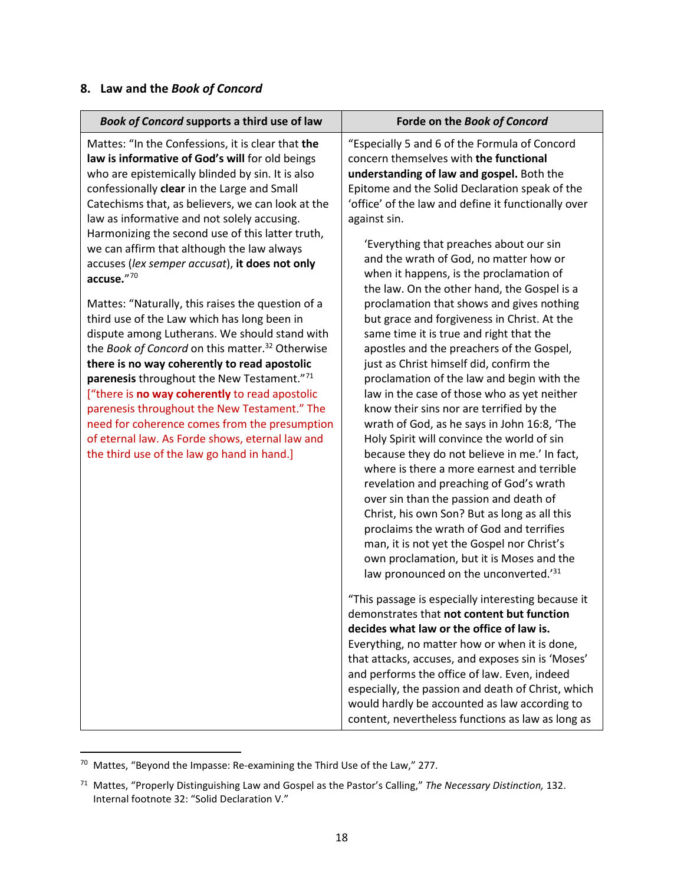## 8. Law and the *Book of Concord*

| ***Book of Concord* supports a third use of law** | **Forde on the *Book of Concord*** |
|---|---|
| Mattes: "In the Confessions, it is clear that **the law is informative of God's will** for old beings who are epistemically blinded by sin. It is also confessionally **clear** in the Large and Small Catechisms that, as believers, we can look at the law as informative and not solely accusing. Harmonizing the second use of this latter truth, we can affirm that although the law always accuses (*lex semper accusat*), **it does not only accuse.**"[70]<br><br>Mattes: "Naturally, this raises the question of a third use of the Law which has long been in dispute among Lutherans. We should stand with the *Book of Concord* on this matter.[32] Otherwise **there is no way coherently to read apostolic parenesis** throughout the New Testament."[71]<br><br>["there is **no way coherently** to read apostolic parenesis throughout the New Testament." The need for coherence comes from the presumption of eternal law. As Forde shows, eternal law and the third use of the law go hand in hand.] | "Especially 5 and 6 of the Formula of Concord concern themselves with **the functional understanding of law and gospel.** Both the Epitome and the Solid Declaration speak of the 'office' of the law and define it functionally over against sin.<br><br>'Everything that preaches about our sin and the wrath of God, no matter how or when it happens, is the proclamation of the law. On the other hand, the Gospel is a proclamation that shows and gives nothing but grace and forgiveness in Christ. At the same time it is true and right that the apostles and the preachers of the Gospel, just as Christ himself did, confirm the proclamation of the law and begin with the law in the case of those who as yet neither know their sins nor are terrified by the wrath of God, as he says in John 16:8, 'The Holy Spirit will convince the world of sin because they do not believe in me.' In fact, where is there a more earnest and terrible revelation and preaching of God's wrath over sin than the passion and death of Christ, his own Son? But as long as all this proclaims the wrath of God and terrifies man, it is not yet the Gospel nor Christ's own proclamation, but it is Moses and the law pronounced on the unconverted.'[31]<br><br>"This passage is especially interesting because it demonstrates that **not content but function decides what law or the office of law is.** Everything, no matter how or when it is done, that attacks, accuses, and exposes sin is 'Moses' and performs the office of law. Even, indeed especially, the passion and death of Christ, which would hardly be accounted as law according to content, nevertheless functions as law as long as |

[70] Mattes, "Beyond the Impasse: Re-examining the Third Use of the Law," 277.

[71] Mattes, "Properly Distinguishing Law and Gospel as the Pastor's Calling," *The Necessary Distinction,* 132. Internal footnote 32: "Solid Declaration V."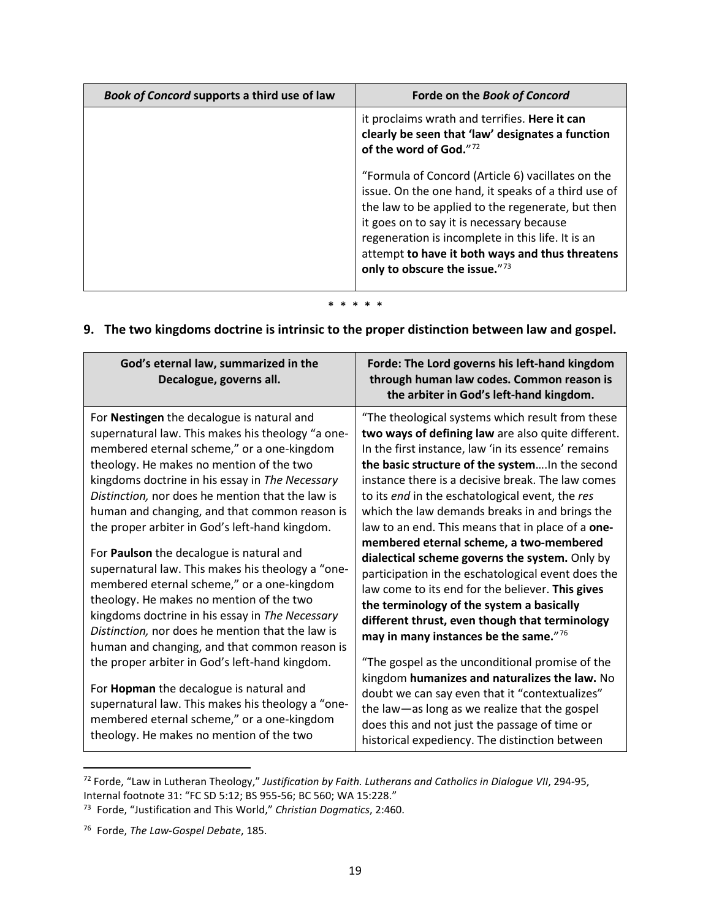| *Book of Concord* supports a third use of law | Forde on the *Book of Concord* |
|---|---|
| | it proclaims wrath and terrifies. **Here it can clearly be seen that 'law' designates a function of the word of God.**"[72]<br><br>"Formula of Concord (Article 6) vacillates on the issue. On the one hand, it speaks of a third use of the law to be applied to the regenerate, but then it goes on to say it is necessary because regeneration is incomplete in this life. It is an attempt **to have it both ways and thus threatens only to obscure the issue.**"[73] |

\* \* \* \* \*

## 9. The two kingdoms doctrine is intrinsic to the proper distinction between law and gospel.

| God's eternal law, summarized in the Decalogue, governs all. | Forde: The Lord governs his left-hand kingdom through human law codes. Common reason is the arbiter in God's left-hand kingdom. |
|---|---|
| For **Nestingen** the decalogue is natural and supernatural law. This makes his theology "a one-membered eternal scheme," or a one-kingdom theology. He makes no mention of the two kingdoms doctrine in his essay in *The Necessary Distinction,* nor does he mention that the law is human and changing, and that common reason is the proper arbiter in God's left-hand kingdom.<br><br>For **Paulson** the decalogue is natural and supernatural law. This makes his theology a "one-membered eternal scheme," or a one-kingdom theology. He makes no mention of the two kingdoms doctrine in his essay in *The Necessary Distinction,* nor does he mention that the law is human and changing, and that common reason is the proper arbiter in God's left-hand kingdom.<br><br>For **Hopman** the decalogue is natural and supernatural law. This makes his theology a "one-membered eternal scheme," or a one-kingdom theology. He makes no mention of the two | "The theological systems which result from these **two ways of defining law** are also quite different. In the first instance, law 'in its essence' remains **the basic structure of the system**….In the second instance there is a decisive break. The law comes to its *end* in the eschatological event, the *res* which the law demands breaks in and brings the law to an end. This means that in place of a **one-membered eternal scheme, a two-membered dialectical scheme governs the system.** Only by participation in the eschatological event does the law come to its end for the believer. **This gives the terminology of the system a basically different thrust, even though that terminology may in many instances be the same.**"[76]<br><br>"The gospel as the unconditional promise of the kingdom **humanizes and naturalizes the law.** No doubt we can say even that it "contextualizes" the law—as long as we realize that the gospel does this and not just the passage of time or historical expediency. The distinction between |

[72] Forde, "Law in Lutheran Theology," *Justification by Faith. Lutherans and Catholics in Dialogue VII*, 294-95, Internal footnote 31: "FC SD 5:12; BS 955-56; BC 560; WA 15:228."

[73] Forde, "Justification and This World," *Christian Dogmatics*, 2:460.

[76] Forde, *The Law-Gospel Debate*, 185.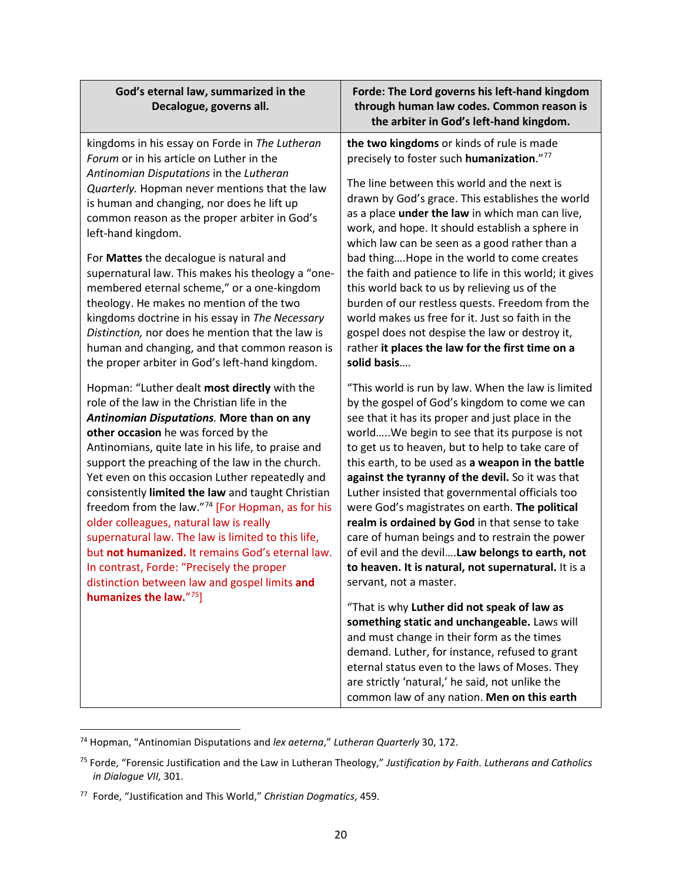| God's eternal law, summarized in the Decalogue, governs all. | Forde: The Lord governs his left-hand kingdom through human law codes. Common reason is the arbiter in God's left-hand kingdom. |
|---|---|
| kingdoms in his essay on Forde in *The Lutheran Forum* or in his article on Luther in the *Antinomian Disputations* in the *Lutheran Quarterly.* Hopman never mentions that the law is human and changing, nor does he lift up common reason as the proper arbiter in God's left-hand kingdom.<br><br>For **Mattes** the decalogue is natural and supernatural law. This makes his theology a "one-membered eternal scheme," or a one-kingdom theology. He makes no mention of the two kingdoms doctrine in his essay in *The Necessary Distinction,* nor does he mention that the law is human and changing, and that common reason is the proper arbiter in God's left-hand kingdom.<br><br>Hopman: "Luther dealt **most directly** with the role of the law in the Christian life in the ***Antinomian Disputations*.** **More than on any other occasion** he was forced by the Antinomians, quite late in his life, to praise and support the preaching of the law in the church. Yet even on this occasion Luther repeatedly and consistently **limited the law** and taught Christian freedom from the law."[74] [For Hopman, as for his older colleagues, natural law is really supernatural law. The law is limited to this life, but **not humanized.** It remains God's eternal law. In contrast, Forde: "Precisely the proper distinction between law and gospel limits **and humanizes the law.**"[75]] | **the two kingdoms** or kinds of rule is made precisely to foster such **humanization**."[77]<br><br>The line between this world and the next is drawn by God's grace. This establishes the world as a place **under the law** in which man can live, work, and hope. It should establish a sphere in which law can be seen as a good rather than a bad thing….Hope in the world to come creates the faith and patience to life in this world; it gives this world back to us by relieving us of the burden of our restless quests. Freedom from the world makes us free for it. Just so faith in the gospel does not despise the law or destroy it, rather **it places the law for the first time on a solid basis**….<br><br>"This world is run by law. When the law is limited by the gospel of God's kingdom to come we can see that it has its proper and just place in the world…..We begin to see that its purpose is not to get us to heaven, but to help to take care of this earth, to be used as **a weapon in the battle against the tyranny of the devil.** So it was that Luther insisted that governmental officials too were God's magistrates on earth. **The political realm is ordained by God** in that sense to take care of human beings and to restrain the power of evil and the devil….**Law belongs to earth, not to heaven. It is natural, not supernatural.** It is a servant, not a master.<br><br>"That is why **Luther did not speak of law as something static and unchangeable.** Laws will and must change in their form as the times demand. Luther, for instance, refused to grant eternal status even to the laws of Moses. They are strictly 'natural,' he said, not unlike the common law of any nation. **Men on this earth** |

[74] Hopman, "Antinomian Disputations and *lex aeterna*," *Lutheran Quarterly* 30, 172.

[75] Forde, "Forensic Justification and the Law in Lutheran Theology," *Justification by Faith. Lutherans and Catholics in Dialogue VII,* 301.

[77] Forde, "Justification and This World," *Christian Dogmatics*, 459.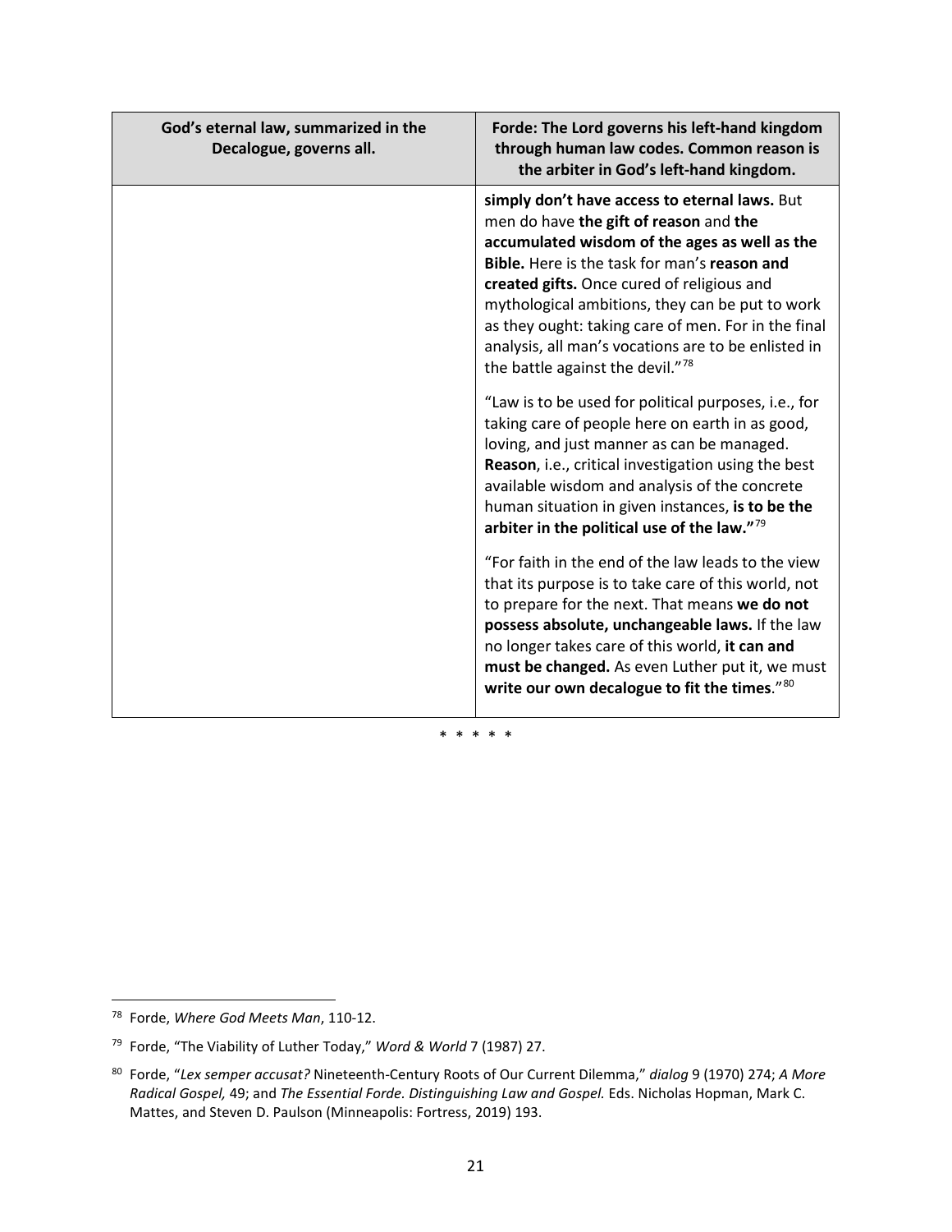| God's eternal law, summarized in the Decalogue, governs all. | Forde: The Lord governs his left-hand kingdom through human law codes. Common reason is the arbiter in God's left-hand kingdom. |
|---|---|
| | **simply don't have access to eternal laws.** But men do have **the gift of reason** and **the accumulated wisdom of the ages as well as the Bible.** Here is the task for man's **reason and created gifts.** Once cured of religious and mythological ambitions, they can be put to work as they ought: taking care of men. For in the final analysis, all man's vocations are to be enlisted in the battle against the devil."[78]<br><br>"Law is to be used for political purposes, i.e., for taking care of people here on earth in as good, loving, and just manner as can be managed. **Reason**, i.e., critical investigation using the best available wisdom and analysis of the concrete human situation in given instances, **is to be the arbiter in the political use of the law."**[79]<br><br>"For faith in the end of the law leads to the view that its purpose is to take care of this world, not to prepare for the next. That means **we do not possess absolute, unchangeable laws.** If the law no longer takes care of this world, **it can and must be changed.** As even Luther put it, we must **write our own decalogue to fit the times**."[80] |

\* \* \* \* \*

[78] Forde, *Where God Meets Man*, 110-12.

[79] Forde, "The Viability of Luther Today," *Word & World* 7 (1987) 27.

[80] Forde, "*Lex semper accusat?* Nineteenth-Century Roots of Our Current Dilemma," *dialog* 9 (1970) 274; *A More Radical Gospel,* 49; and *The Essential Forde. Distinguishing Law and Gospel.* Eds. Nicholas Hopman, Mark C. Mattes, and Steven D. Paulson (Minneapolis: Fortress, 2019) 193.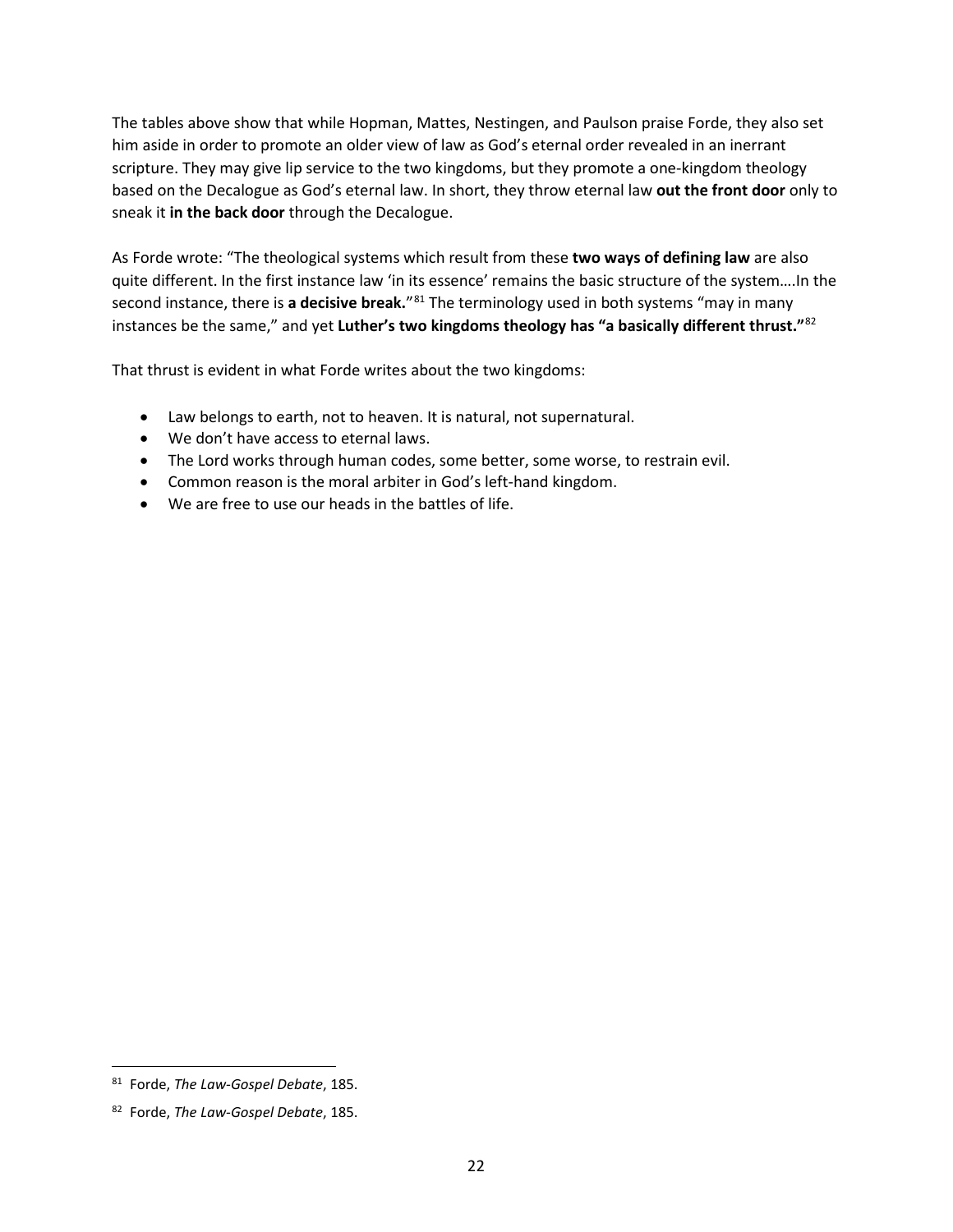The tables above show that while Hopman, Mattes, Nestingen, and Paulson praise Forde, they also set him aside in order to promote an older view of law as God's eternal order revealed in an inerrant scripture. They may give lip service to the two kingdoms, but they promote a one-kingdom theology based on the Decalogue as God's eternal law. In short, they throw eternal law **out the front door** only to sneak it **in the back door** through the Decalogue.

As Forde wrote: "The theological systems which result from these **two ways of defining law** are also quite different. In the first instance law 'in its essence' remains the basic structure of the system….In the second instance, there is **a decisive break.**"[81] The terminology used in both systems "may in many instances be the same," and yet **Luther's two kingdoms theology has "a basically different thrust."**[82]

That thrust is evident in what Forde writes about the two kingdoms:

- Law belongs to earth, not to heaven. It is natural, not supernatural.
- We don't have access to eternal laws.
- The Lord works through human codes, some better, some worse, to restrain evil.
- Common reason is the moral arbiter in God's left-hand kingdom.
- We are free to use our heads in the battles of life.

---

[81] Forde, *The Law-Gospel Debate*, 185.

[82] Forde, *The Law-Gospel Debate*, 185.